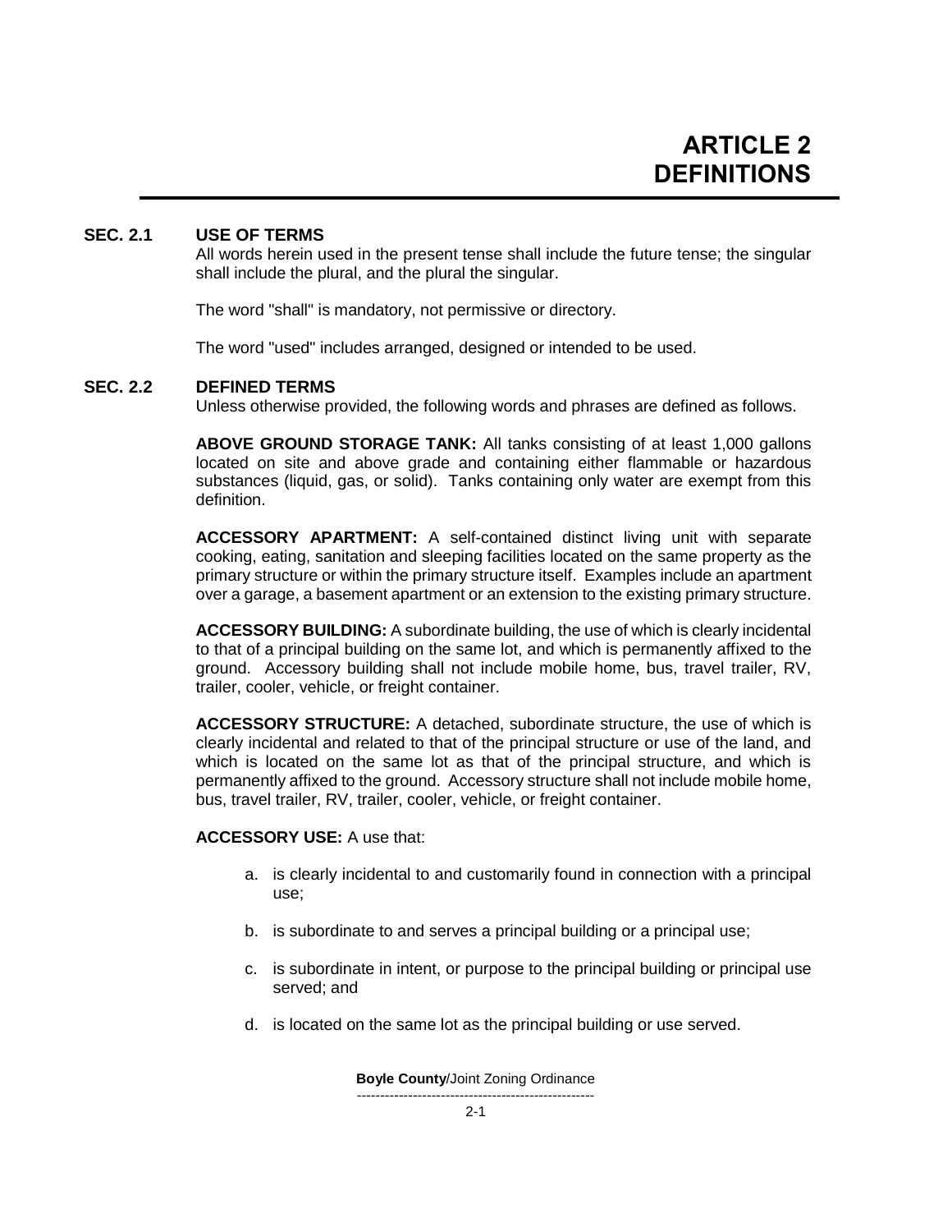# ARTICLE 2
# DEFINITIONS

## SEC. 2.1 USE OF TERMS

All words herein used in the present tense shall include the future tense; the singular shall include the plural, and the plural the singular.

The word "shall" is mandatory, not permissive or directory.

The word "used" includes arranged, designed or intended to be used.

## SEC. 2.2 DEFINED TERMS

Unless otherwise provided, the following words and phrases are defined as follows.

**ABOVE GROUND STORAGE TANK:** All tanks consisting of at least 1,000 gallons located on site and above grade and containing either flammable or hazardous substances (liquid, gas, or solid). Tanks containing only water are exempt from this definition.

**ACCESSORY APARTMENT:** A self-contained distinct living unit with separate cooking, eating, sanitation and sleeping facilities located on the same property as the primary structure or within the primary structure itself. Examples include an apartment over a garage, a basement apartment or an extension to the existing primary structure.

**ACCESSORY BUILDING:** A subordinate building, the use of which is clearly incidental to that of a principal building on the same lot, and which is permanently affixed to the ground. Accessory building shall not include mobile home, bus, travel trailer, RV, trailer, cooler, vehicle, or freight container.

**ACCESSORY STRUCTURE:** A detached, subordinate structure, the use of which is clearly incidental and related to that of the principal structure or use of the land, and which is located on the same lot as that of the principal structure, and which is permanently affixed to the ground. Accessory structure shall not include mobile home, bus, travel trailer, RV, trailer, cooler, vehicle, or freight container.

**ACCESSORY USE:** A use that:

a. is clearly incidental to and customarily found in connection with a principal use;

b. is subordinate to and serves a principal building or a principal use;

c. is subordinate in intent, or purpose to the principal building or principal use served; and

d. is located on the same lot as the principal building or use served.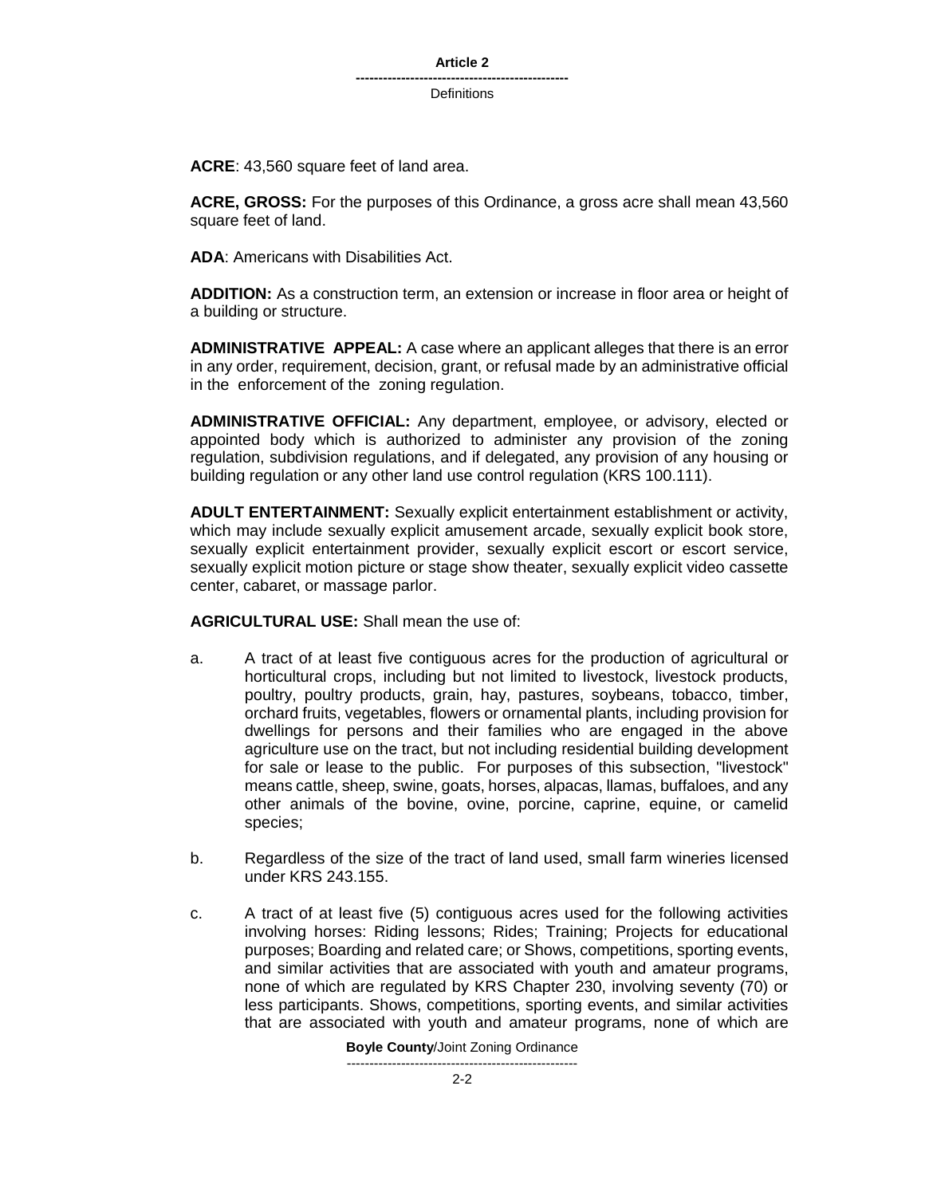**ACRE**: 43,560 square feet of land area.

**ACRE, GROSS:** For the purposes of this Ordinance, a gross acre shall mean 43,560 square feet of land.

**ADA**: Americans with Disabilities Act.

**ADDITION:** As a construction term, an extension or increase in floor area or height of a building or structure.

**ADMINISTRATIVE APPEAL:** A case where an applicant alleges that there is an error in any order, requirement, decision, grant, or refusal made by an administrative official in the enforcement of the zoning regulation.

**ADMINISTRATIVE OFFICIAL:** Any department, employee, or advisory, elected or appointed body which is authorized to administer any provision of the zoning regulation, subdivision regulations, and if delegated, any provision of any housing or building regulation or any other land use control regulation (KRS 100.111).

**ADULT ENTERTAINMENT:** Sexually explicit entertainment establishment or activity, which may include sexually explicit amusement arcade, sexually explicit book store, sexually explicit entertainment provider, sexually explicit escort or escort service, sexually explicit motion picture or stage show theater, sexually explicit video cassette center, cabaret, or massage parlor.

**AGRICULTURAL USE:** Shall mean the use of:

a. A tract of at least five contiguous acres for the production of agricultural or horticultural crops, including but not limited to livestock, livestock products, poultry, poultry products, grain, hay, pastures, soybeans, tobacco, timber, orchard fruits, vegetables, flowers or ornamental plants, including provision for dwellings for persons and their families who are engaged in the above agriculture use on the tract, but not including residential building development for sale or lease to the public. For purposes of this subsection, "livestock" means cattle, sheep, swine, goats, horses, alpacas, llamas, buffaloes, and any other animals of the bovine, ovine, porcine, caprine, equine, or camelid species;

b. Regardless of the size of the tract of land used, small farm wineries licensed under KRS 243.155.

c. A tract of at least five (5) contiguous acres used for the following activities involving horses: Riding lessons; Rides; Training; Projects for educational purposes; Boarding and related care; or Shows, competitions, sporting events, and similar activities that are associated with youth and amateur programs, none of which are regulated by KRS Chapter 230, involving seventy (70) or less participants. Shows, competitions, sporting events, and similar activities that are associated with youth and amateur programs, none of which are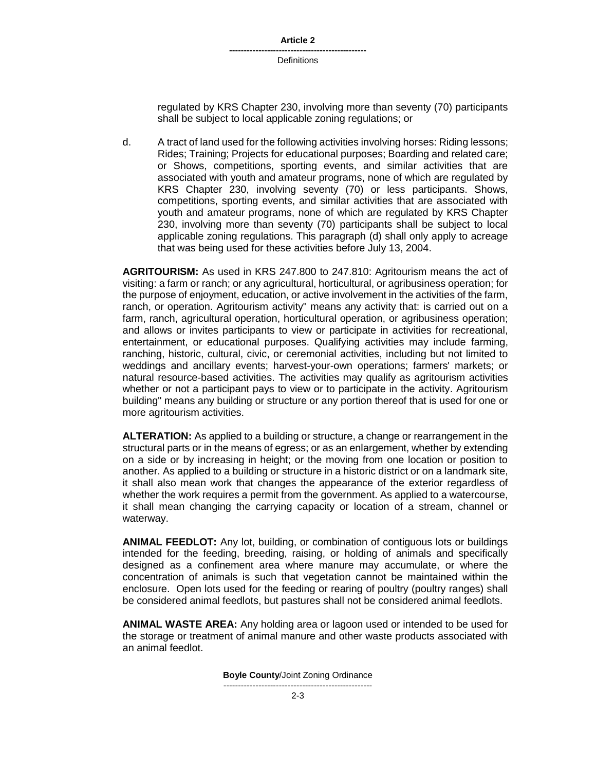regulated by KRS Chapter 230, involving more than seventy (70) participants shall be subject to local applicable zoning regulations; or

d. A tract of land used for the following activities involving horses: Riding lessons; Rides; Training; Projects for educational purposes; Boarding and related care; or Shows, competitions, sporting events, and similar activities that are associated with youth and amateur programs, none of which are regulated by KRS Chapter 230, involving seventy (70) or less participants. Shows, competitions, sporting events, and similar activities that are associated with youth and amateur programs, none of which are regulated by KRS Chapter 230, involving more than seventy (70) participants shall be subject to local applicable zoning regulations. This paragraph (d) shall only apply to acreage that was being used for these activities before July 13, 2004.

**AGRITOURISM:** As used in KRS 247.800 to 247.810: Agritourism means the act of visiting: a farm or ranch; or any agricultural, horticultural, or agribusiness operation; for the purpose of enjoyment, education, or active involvement in the activities of the farm, ranch, or operation. Agritourism activity" means any activity that: is carried out on a farm, ranch, agricultural operation, horticultural operation, or agribusiness operation; and allows or invites participants to view or participate in activities for recreational, entertainment, or educational purposes. Qualifying activities may include farming, ranching, historic, cultural, civic, or ceremonial activities, including but not limited to weddings and ancillary events; harvest-your-own operations; farmers' markets; or natural resource-based activities. The activities may qualify as agritourism activities whether or not a participant pays to view or to participate in the activity. Agritourism building" means any building or structure or any portion thereof that is used for one or more agritourism activities.

**ALTERATION:** As applied to a building or structure, a change or rearrangement in the structural parts or in the means of egress; or as an enlargement, whether by extending on a side or by increasing in height; or the moving from one location or position to another. As applied to a building or structure in a historic district or on a landmark site, it shall also mean work that changes the appearance of the exterior regardless of whether the work requires a permit from the government. As applied to a watercourse, it shall mean changing the carrying capacity or location of a stream, channel or waterway.

**ANIMAL FEEDLOT:** Any lot, building, or combination of contiguous lots or buildings intended for the feeding, breeding, raising, or holding of animals and specifically designed as a confinement area where manure may accumulate, or where the concentration of animals is such that vegetation cannot be maintained within the enclosure. Open lots used for the feeding or rearing of poultry (poultry ranges) shall be considered animal feedlots, but pastures shall not be considered animal feedlots.

**ANIMAL WASTE AREA:** Any holding area or lagoon used or intended to be used for the storage or treatment of animal manure and other waste products associated with an animal feedlot.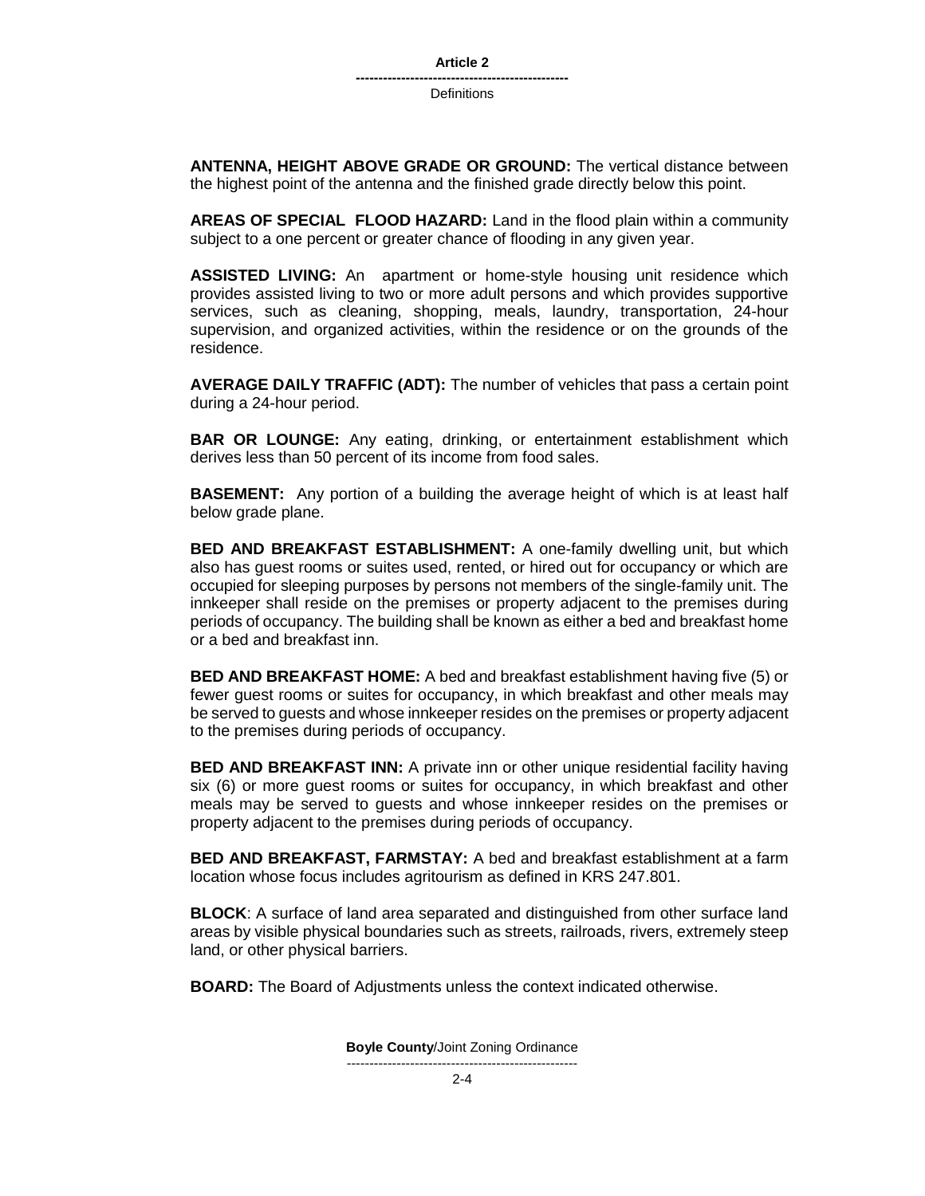**ANTENNA, HEIGHT ABOVE GRADE OR GROUND:** The vertical distance between the highest point of the antenna and the finished grade directly below this point.

**AREAS OF SPECIAL FLOOD HAZARD:** Land in the flood plain within a community subject to a one percent or greater chance of flooding in any given year.

**ASSISTED LIVING:** An apartment or home-style housing unit residence which provides assisted living to two or more adult persons and which provides supportive services, such as cleaning, shopping, meals, laundry, transportation, 24-hour supervision, and organized activities, within the residence or on the grounds of the residence.

**AVERAGE DAILY TRAFFIC (ADT):** The number of vehicles that pass a certain point during a 24-hour period.

**BAR OR LOUNGE:** Any eating, drinking, or entertainment establishment which derives less than 50 percent of its income from food sales.

**BASEMENT:** Any portion of a building the average height of which is at least half below grade plane.

**BED AND BREAKFAST ESTABLISHMENT:** A one-family dwelling unit, but which also has guest rooms or suites used, rented, or hired out for occupancy or which are occupied for sleeping purposes by persons not members of the single-family unit. The innkeeper shall reside on the premises or property adjacent to the premises during periods of occupancy. The building shall be known as either a bed and breakfast home or a bed and breakfast inn.

**BED AND BREAKFAST HOME:** A bed and breakfast establishment having five (5) or fewer guest rooms or suites for occupancy, in which breakfast and other meals may be served to guests and whose innkeeper resides on the premises or property adjacent to the premises during periods of occupancy.

**BED AND BREAKFAST INN:** A private inn or other unique residential facility having six (6) or more guest rooms or suites for occupancy, in which breakfast and other meals may be served to guests and whose innkeeper resides on the premises or property adjacent to the premises during periods of occupancy.

**BED AND BREAKFAST, FARMSTAY:** A bed and breakfast establishment at a farm location whose focus includes agritourism as defined in KRS 247.801.

**BLOCK**: A surface of land area separated and distinguished from other surface land areas by visible physical boundaries such as streets, railroads, rivers, extremely steep land, or other physical barriers.

**BOARD:** The Board of Adjustments unless the context indicated otherwise.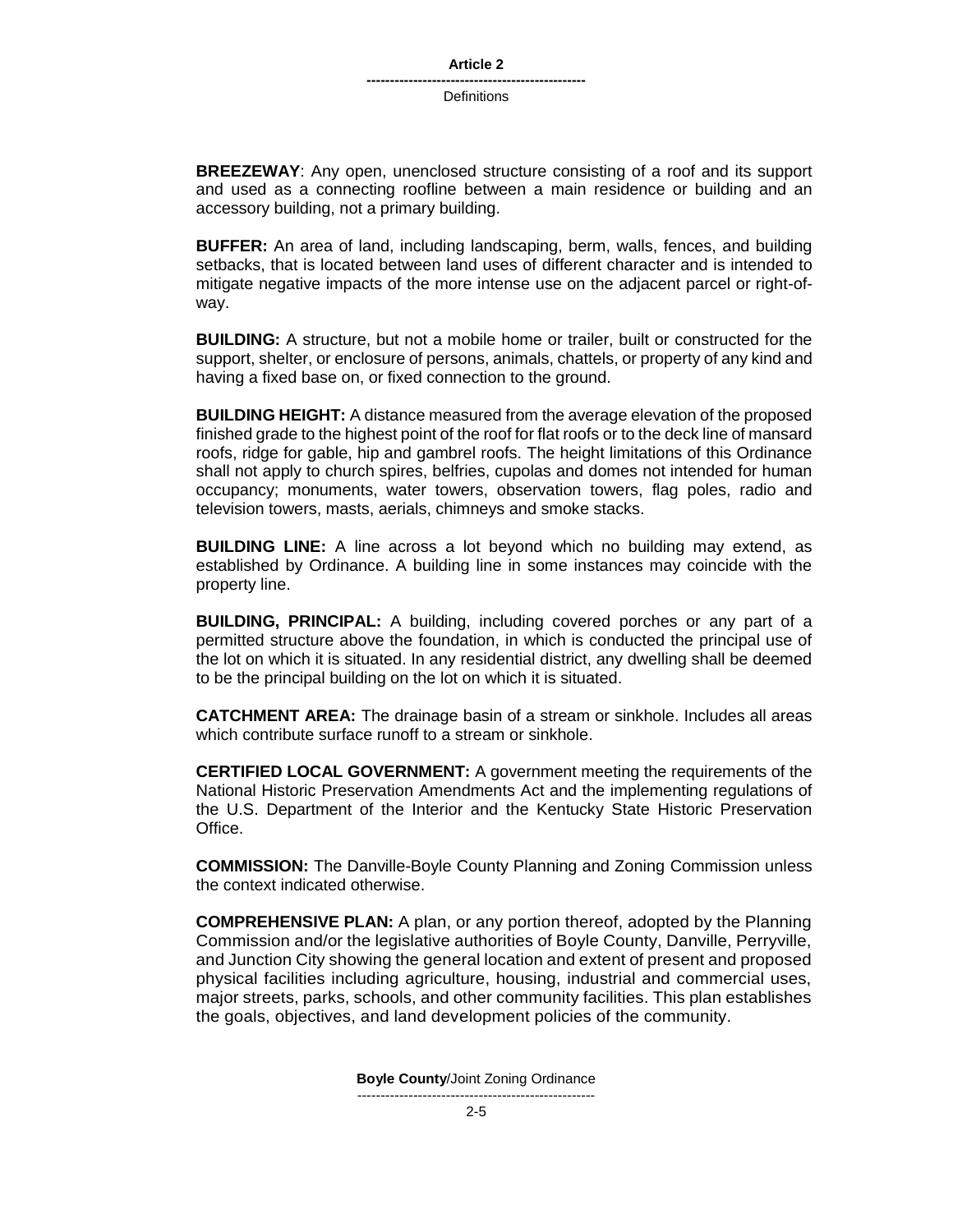**BREEZEWAY**: Any open, unenclosed structure consisting of a roof and its support and used as a connecting roofline between a main residence or building and an accessory building, not a primary building.

**BUFFER:** An area of land, including landscaping, berm, walls, fences, and building setbacks, that is located between land uses of different character and is intended to mitigate negative impacts of the more intense use on the adjacent parcel or right-of-way.

**BUILDING:** A structure, but not a mobile home or trailer, built or constructed for the support, shelter, or enclosure of persons, animals, chattels, or property of any kind and having a fixed base on, or fixed connection to the ground.

**BUILDING HEIGHT:** A distance measured from the average elevation of the proposed finished grade to the highest point of the roof for flat roofs or to the deck line of mansard roofs, ridge for gable, hip and gambrel roofs. The height limitations of this Ordinance shall not apply to church spires, belfries, cupolas and domes not intended for human occupancy; monuments, water towers, observation towers, flag poles, radio and television towers, masts, aerials, chimneys and smoke stacks.

**BUILDING LINE:** A line across a lot beyond which no building may extend, as established by Ordinance. A building line in some instances may coincide with the property line.

**BUILDING, PRINCIPAL:** A building, including covered porches or any part of a permitted structure above the foundation, in which is conducted the principal use of the lot on which it is situated. In any residential district, any dwelling shall be deemed to be the principal building on the lot on which it is situated.

**CATCHMENT AREA:** The drainage basin of a stream or sinkhole. Includes all areas which contribute surface runoff to a stream or sinkhole.

**CERTIFIED LOCAL GOVERNMENT:** A government meeting the requirements of the National Historic Preservation Amendments Act and the implementing regulations of the U.S. Department of the Interior and the Kentucky State Historic Preservation Office.

**COMMISSION:** The Danville-Boyle County Planning and Zoning Commission unless the context indicated otherwise.

**COMPREHENSIVE PLAN:** A plan, or any portion thereof, adopted by the Planning Commission and/or the legislative authorities of Boyle County, Danville, Perryville, and Junction City showing the general location and extent of present and proposed physical facilities including agriculture, housing, industrial and commercial uses, major streets, parks, schools, and other community facilities. This plan establishes the goals, objectives, and land development policies of the community.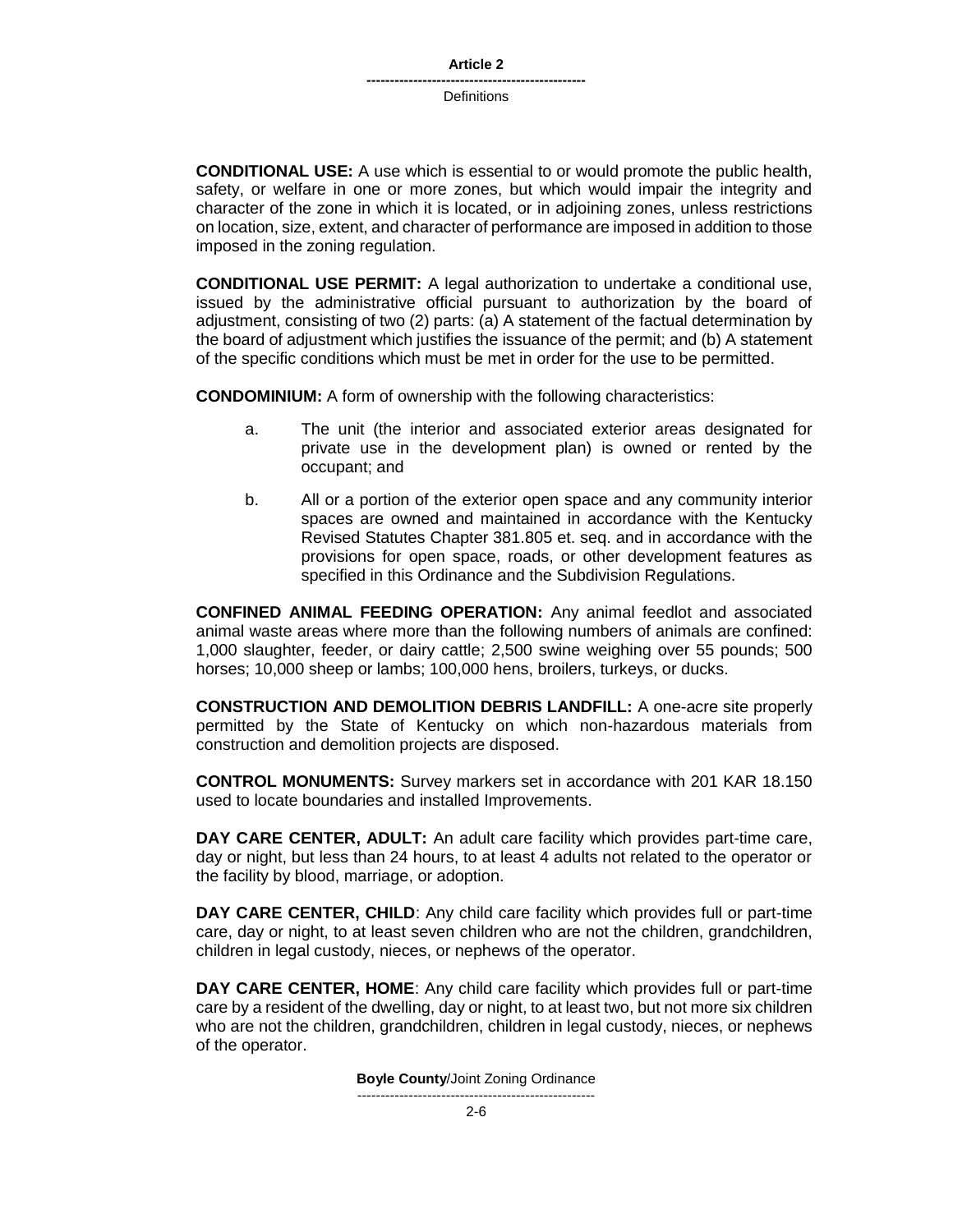**CONDITIONAL USE:** A use which is essential to or would promote the public health, safety, or welfare in one or more zones, but which would impair the integrity and character of the zone in which it is located, or in adjoining zones, unless restrictions on location, size, extent, and character of performance are imposed in addition to those imposed in the zoning regulation.

**CONDITIONAL USE PERMIT:** A legal authorization to undertake a conditional use, issued by the administrative official pursuant to authorization by the board of adjustment, consisting of two (2) parts: (a) A statement of the factual determination by the board of adjustment which justifies the issuance of the permit; and (b) A statement of the specific conditions which must be met in order for the use to be permitted.

**CONDOMINIUM:** A form of ownership with the following characteristics:

a. The unit (the interior and associated exterior areas designated for private use in the development plan) is owned or rented by the occupant; and

b. All or a portion of the exterior open space and any community interior spaces are owned and maintained in accordance with the Kentucky Revised Statutes Chapter 381.805 et. seq. and in accordance with the provisions for open space, roads, or other development features as specified in this Ordinance and the Subdivision Regulations.

**CONFINED ANIMAL FEEDING OPERATION:** Any animal feedlot and associated animal waste areas where more than the following numbers of animals are confined: 1,000 slaughter, feeder, or dairy cattle; 2,500 swine weighing over 55 pounds; 500 horses; 10,000 sheep or lambs; 100,000 hens, broilers, turkeys, or ducks.

**CONSTRUCTION AND DEMOLITION DEBRIS LANDFILL:** A one-acre site properly permitted by the State of Kentucky on which non-hazardous materials from construction and demolition projects are disposed.

**CONTROL MONUMENTS:** Survey markers set in accordance with 201 KAR 18.150 used to locate boundaries and installed Improvements.

**DAY CARE CENTER, ADULT:** An adult care facility which provides part-time care, day or night, but less than 24 hours, to at least 4 adults not related to the operator or the facility by blood, marriage, or adoption.

**DAY CARE CENTER, CHILD**: Any child care facility which provides full or part-time care, day or night, to at least seven children who are not the children, grandchildren, children in legal custody, nieces, or nephews of the operator.

**DAY CARE CENTER, HOME**: Any child care facility which provides full or part-time care by a resident of the dwelling, day or night, to at least two, but not more six children who are not the children, grandchildren, children in legal custody, nieces, or nephews of the operator.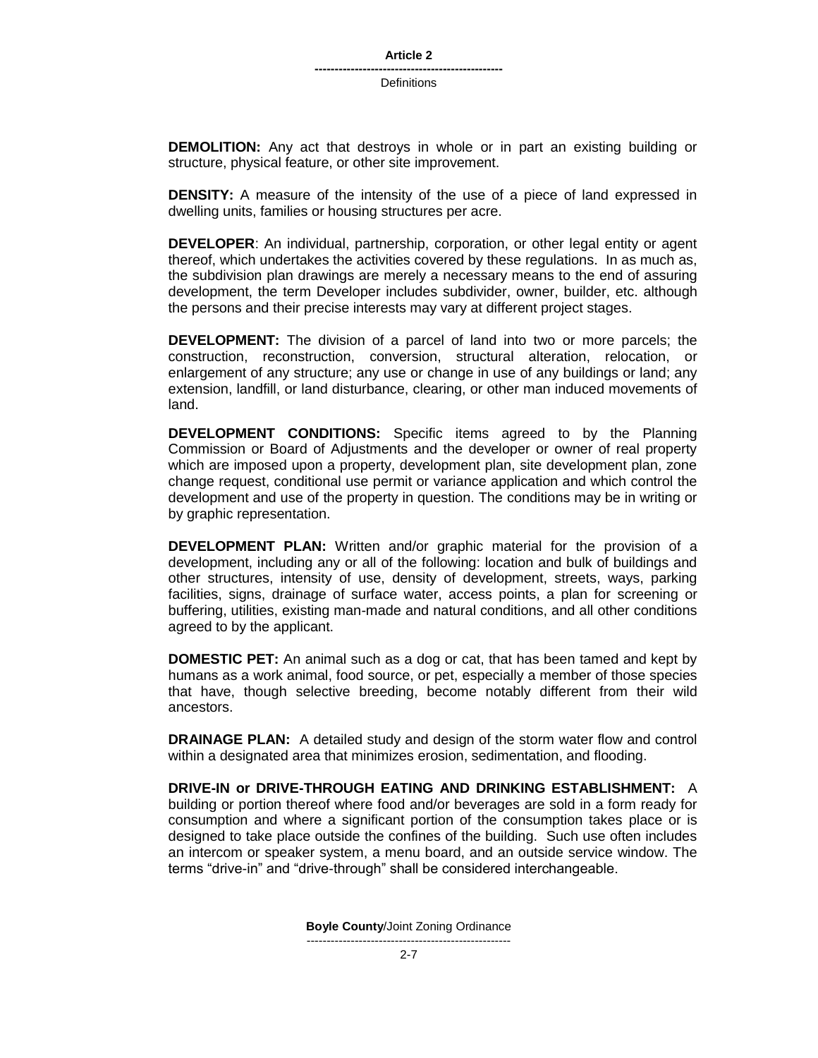**DEMOLITION:** Any act that destroys in whole or in part an existing building or structure, physical feature, or other site improvement.

**DENSITY:** A measure of the intensity of the use of a piece of land expressed in dwelling units, families or housing structures per acre.

**DEVELOPER**: An individual, partnership, corporation, or other legal entity or agent thereof, which undertakes the activities covered by these regulations. In as much as, the subdivision plan drawings are merely a necessary means to the end of assuring development, the term Developer includes subdivider, owner, builder, etc. although the persons and their precise interests may vary at different project stages.

**DEVELOPMENT:** The division of a parcel of land into two or more parcels; the construction, reconstruction, conversion, structural alteration, relocation, or enlargement of any structure; any use or change in use of any buildings or land; any extension, landfill, or land disturbance, clearing, or other man induced movements of land.

**DEVELOPMENT CONDITIONS:** Specific items agreed to by the Planning Commission or Board of Adjustments and the developer or owner of real property which are imposed upon a property, development plan, site development plan, zone change request, conditional use permit or variance application and which control the development and use of the property in question. The conditions may be in writing or by graphic representation.

**DEVELOPMENT PLAN:** Written and/or graphic material for the provision of a development, including any or all of the following: location and bulk of buildings and other structures, intensity of use, density of development, streets, ways, parking facilities, signs, drainage of surface water, access points, a plan for screening or buffering, utilities, existing man-made and natural conditions, and all other conditions agreed to by the applicant.

**DOMESTIC PET:** An animal such as a dog or cat, that has been tamed and kept by humans as a work animal, food source, or pet, especially a member of those species that have, though selective breeding, become notably different from their wild ancestors.

**DRAINAGE PLAN:** A detailed study and design of the storm water flow and control within a designated area that minimizes erosion, sedimentation, and flooding.

**DRIVE-IN or DRIVE-THROUGH EATING AND DRINKING ESTABLISHMENT:** A building or portion thereof where food and/or beverages are sold in a form ready for consumption and where a significant portion of the consumption takes place or is designed to take place outside the confines of the building. Such use often includes an intercom or speaker system, a menu board, and an outside service window. The terms "drive-in" and "drive-through" shall be considered interchangeable.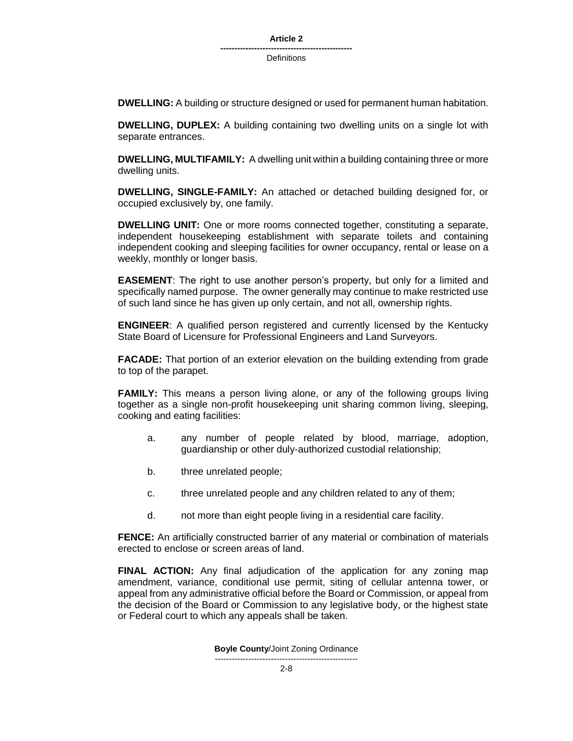**DWELLING:** A building or structure designed or used for permanent human habitation.

**DWELLING, DUPLEX:** A building containing two dwelling units on a single lot with separate entrances.

**DWELLING, MULTIFAMILY:** A dwelling unit within a building containing three or more dwelling units.

**DWELLING, SINGLE-FAMILY:** An attached or detached building designed for, or occupied exclusively by, one family.

**DWELLING UNIT:** One or more rooms connected together, constituting a separate, independent housekeeping establishment with separate toilets and containing independent cooking and sleeping facilities for owner occupancy, rental or lease on a weekly, monthly or longer basis.

**EASEMENT**: The right to use another person's property, but only for a limited and specifically named purpose. The owner generally may continue to make restricted use of such land since he has given up only certain, and not all, ownership rights.

**ENGINEER**: A qualified person registered and currently licensed by the Kentucky State Board of Licensure for Professional Engineers and Land Surveyors.

**FACADE:** That portion of an exterior elevation on the building extending from grade to top of the parapet.

**FAMILY:** This means a person living alone, or any of the following groups living together as a single non-profit housekeeping unit sharing common living, sleeping, cooking and eating facilities:

a. any number of people related by blood, marriage, adoption, guardianship or other duly-authorized custodial relationship;

b. three unrelated people;

c. three unrelated people and any children related to any of them;

d. not more than eight people living in a residential care facility.

**FENCE:** An artificially constructed barrier of any material or combination of materials erected to enclose or screen areas of land.

**FINAL ACTION:** Any final adjudication of the application for any zoning map amendment, variance, conditional use permit, siting of cellular antenna tower, or appeal from any administrative official before the Board or Commission, or appeal from the decision of the Board or Commission to any legislative body, or the highest state or Federal court to which any appeals shall be taken.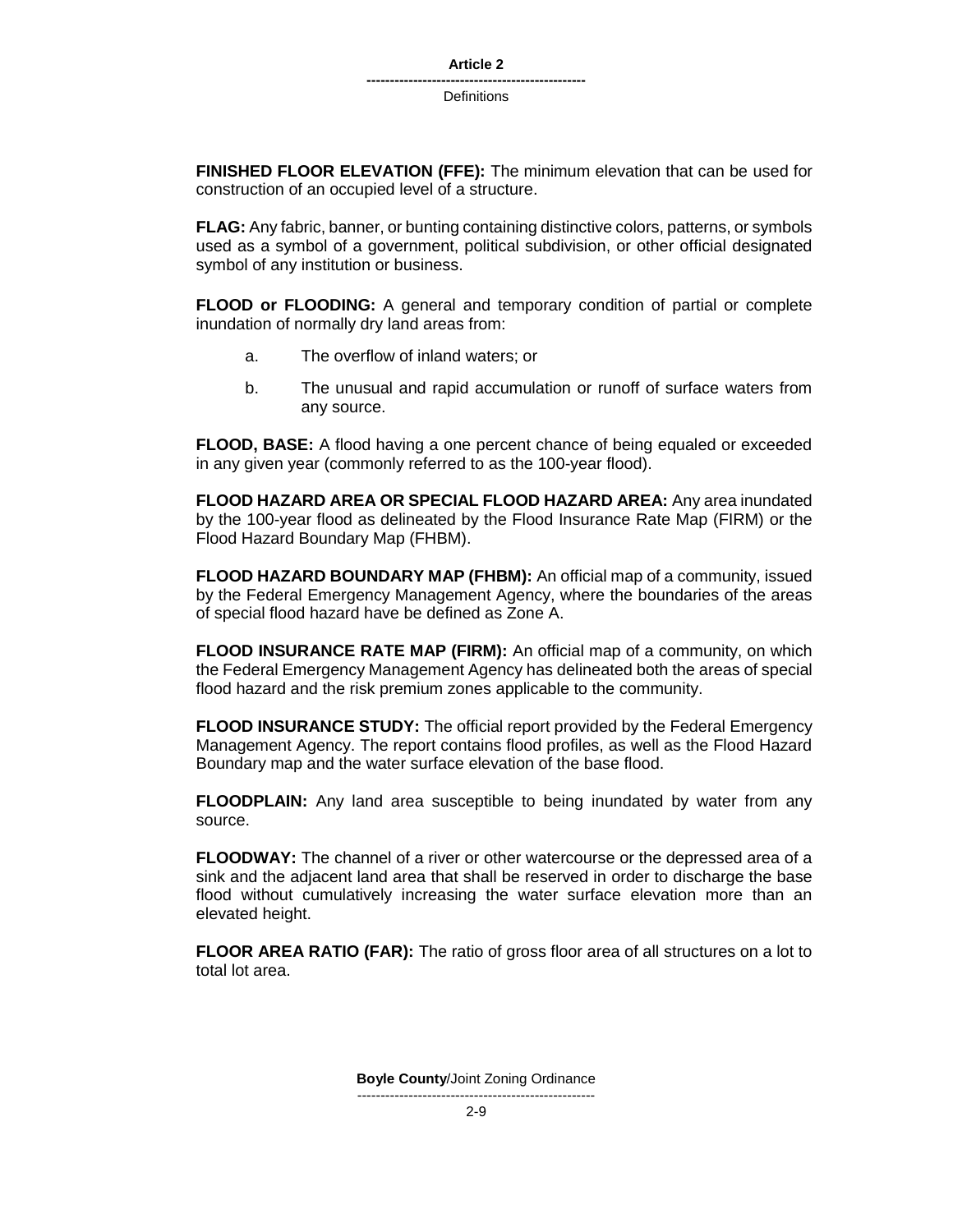**FINISHED FLOOR ELEVATION (FFE):** The minimum elevation that can be used for construction of an occupied level of a structure.

**FLAG:** Any fabric, banner, or bunting containing distinctive colors, patterns, or symbols used as a symbol of a government, political subdivision, or other official designated symbol of any institution or business.

**FLOOD or FLOODING:** A general and temporary condition of partial or complete inundation of normally dry land areas from:

a. The overflow of inland waters; or

b. The unusual and rapid accumulation or runoff of surface waters from any source.

**FLOOD, BASE:** A flood having a one percent chance of being equaled or exceeded in any given year (commonly referred to as the 100-year flood).

**FLOOD HAZARD AREA OR SPECIAL FLOOD HAZARD AREA:** Any area inundated by the 100-year flood as delineated by the Flood Insurance Rate Map (FIRM) or the Flood Hazard Boundary Map (FHBM).

**FLOOD HAZARD BOUNDARY MAP (FHBM):** An official map of a community, issued by the Federal Emergency Management Agency, where the boundaries of the areas of special flood hazard have be defined as Zone A.

**FLOOD INSURANCE RATE MAP (FIRM):** An official map of a community, on which the Federal Emergency Management Agency has delineated both the areas of special flood hazard and the risk premium zones applicable to the community.

**FLOOD INSURANCE STUDY:** The official report provided by the Federal Emergency Management Agency. The report contains flood profiles, as well as the Flood Hazard Boundary map and the water surface elevation of the base flood.

**FLOODPLAIN:** Any land area susceptible to being inundated by water from any source.

**FLOODWAY:** The channel of a river or other watercourse or the depressed area of a sink and the adjacent land area that shall be reserved in order to discharge the base flood without cumulatively increasing the water surface elevation more than an elevated height.

**FLOOR AREA RATIO (FAR):** The ratio of gross floor area of all structures on a lot to total lot area.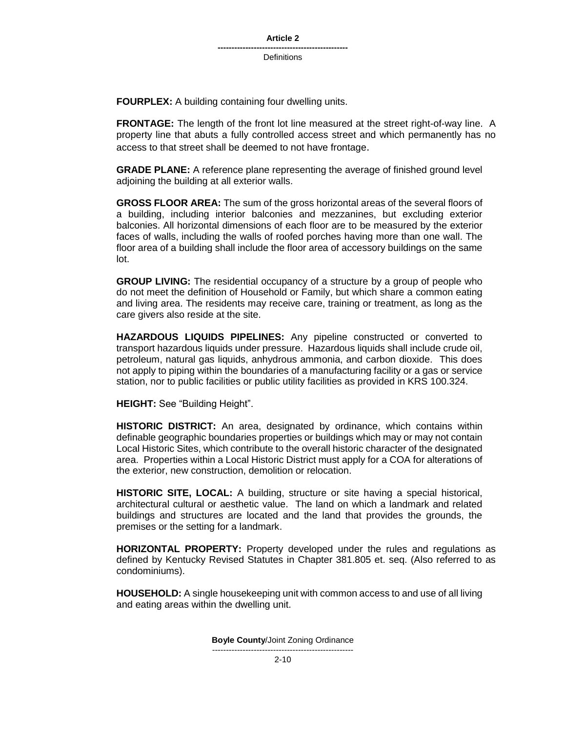**FOURPLEX:** A building containing four dwelling units.

**FRONTAGE:** The length of the front lot line measured at the street right-of-way line. A property line that abuts a fully controlled access street and which permanently has no access to that street shall be deemed to not have frontage.

**GRADE PLANE:** A reference plane representing the average of finished ground level adjoining the building at all exterior walls.

**GROSS FLOOR AREA:** The sum of the gross horizontal areas of the several floors of a building, including interior balconies and mezzanines, but excluding exterior balconies. All horizontal dimensions of each floor are to be measured by the exterior faces of walls, including the walls of roofed porches having more than one wall. The floor area of a building shall include the floor area of accessory buildings on the same lot.

**GROUP LIVING:** The residential occupancy of a structure by a group of people who do not meet the definition of Household or Family, but which share a common eating and living area. The residents may receive care, training or treatment, as long as the care givers also reside at the site.

**HAZARDOUS LIQUIDS PIPELINES:** Any pipeline constructed or converted to transport hazardous liquids under pressure. Hazardous liquids shall include crude oil, petroleum, natural gas liquids, anhydrous ammonia, and carbon dioxide. This does not apply to piping within the boundaries of a manufacturing facility or a gas or service station, nor to public facilities or public utility facilities as provided in KRS 100.324.

**HEIGHT:** See "Building Height".

**HISTORIC DISTRICT:** An area, designated by ordinance, which contains within definable geographic boundaries properties or buildings which may or may not contain Local Historic Sites, which contribute to the overall historic character of the designated area. Properties within a Local Historic District must apply for a COA for alterations of the exterior, new construction, demolition or relocation.

**HISTORIC SITE, LOCAL:** A building, structure or site having a special historical, architectural cultural or aesthetic value. The land on which a landmark and related buildings and structures are located and the land that provides the grounds, the premises or the setting for a landmark.

**HORIZONTAL PROPERTY:** Property developed under the rules and regulations as defined by Kentucky Revised Statutes in Chapter 381.805 et. seq. (Also referred to as condominiums).

**HOUSEHOLD:** A single housekeeping unit with common access to and use of all living and eating areas within the dwelling unit.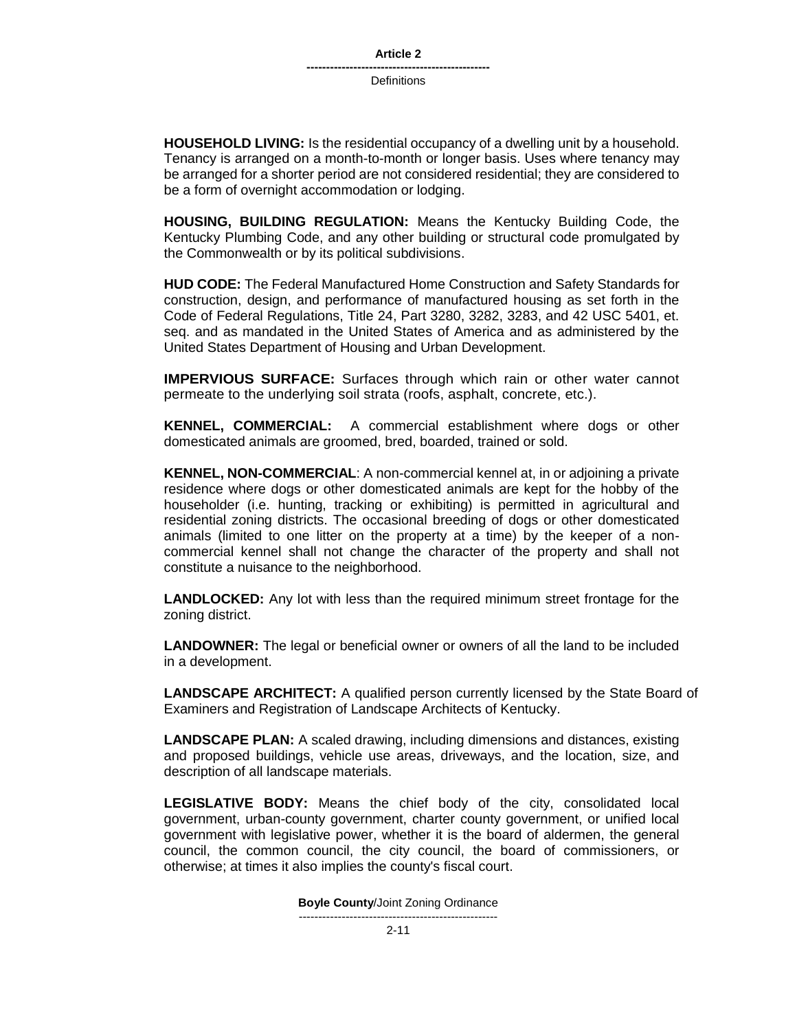**HOUSEHOLD LIVING:** Is the residential occupancy of a dwelling unit by a household. Tenancy is arranged on a month-to-month or longer basis. Uses where tenancy may be arranged for a shorter period are not considered residential; they are considered to be a form of overnight accommodation or lodging.

**HOUSING, BUILDING REGULATION:** Means the Kentucky Building Code, the Kentucky Plumbing Code, and any other building or structural code promulgated by the Commonwealth or by its political subdivisions.

**HUD CODE:** The Federal Manufactured Home Construction and Safety Standards for construction, design, and performance of manufactured housing as set forth in the Code of Federal Regulations, Title 24, Part 3280, 3282, 3283, and 42 USC 5401, et. seq. and as mandated in the United States of America and as administered by the United States Department of Housing and Urban Development.

**IMPERVIOUS SURFACE:** Surfaces through which rain or other water cannot permeate to the underlying soil strata (roofs, asphalt, concrete, etc.).

**KENNEL, COMMERCIAL:** A commercial establishment where dogs or other domesticated animals are groomed, bred, boarded, trained or sold.

**KENNEL, NON-COMMERCIAL**: A non-commercial kennel at, in or adjoining a private residence where dogs or other domesticated animals are kept for the hobby of the householder (i.e. hunting, tracking or exhibiting) is permitted in agricultural and residential zoning districts. The occasional breeding of dogs or other domesticated animals (limited to one litter on the property at a time) by the keeper of a non-commercial kennel shall not change the character of the property and shall not constitute a nuisance to the neighborhood.

**LANDLOCKED:** Any lot with less than the required minimum street frontage for the zoning district.

**LANDOWNER:** The legal or beneficial owner or owners of all the land to be included in a development.

**LANDSCAPE ARCHITECT:** A qualified person currently licensed by the State Board of Examiners and Registration of Landscape Architects of Kentucky.

**LANDSCAPE PLAN:** A scaled drawing, including dimensions and distances, existing and proposed buildings, vehicle use areas, driveways, and the location, size, and description of all landscape materials.

**LEGISLATIVE BODY:** Means the chief body of the city, consolidated local government, urban-county government, charter county government, or unified local government with legislative power, whether it is the board of aldermen, the general council, the common council, the city council, the board of commissioners, or otherwise; at times it also implies the county's fiscal court.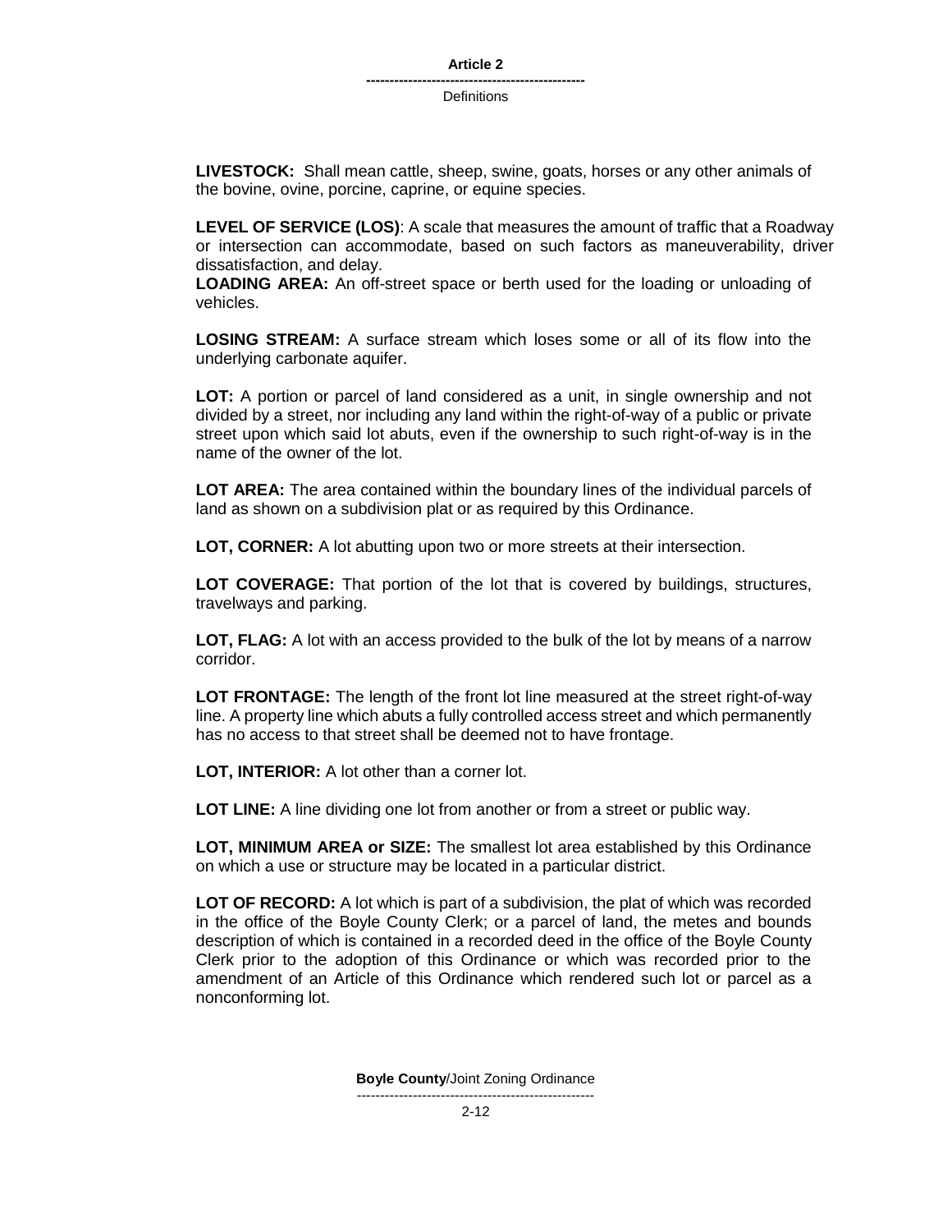**LIVESTOCK:** Shall mean cattle, sheep, swine, goats, horses or any other animals of the bovine, ovine, porcine, caprine, or equine species.

**LEVEL OF SERVICE (LOS)**: A scale that measures the amount of traffic that a Roadway or intersection can accommodate, based on such factors as maneuverability, driver dissatisfaction, and delay.

**LOADING AREA:** An off-street space or berth used for the loading or unloading of vehicles.

**LOSING STREAM:** A surface stream which loses some or all of its flow into the underlying carbonate aquifer.

**LOT:** A portion or parcel of land considered as a unit, in single ownership and not divided by a street, nor including any land within the right-of-way of a public or private street upon which said lot abuts, even if the ownership to such right-of-way is in the name of the owner of the lot.

**LOT AREA:** The area contained within the boundary lines of the individual parcels of land as shown on a subdivision plat or as required by this Ordinance.

**LOT, CORNER:** A lot abutting upon two or more streets at their intersection.

**LOT COVERAGE:** That portion of the lot that is covered by buildings, structures, travelways and parking.

**LOT, FLAG:** A lot with an access provided to the bulk of the lot by means of a narrow corridor.

**LOT FRONTAGE:** The length of the front lot line measured at the street right-of-way line. A property line which abuts a fully controlled access street and which permanently has no access to that street shall be deemed not to have frontage.

**LOT, INTERIOR:** A lot other than a corner lot.

**LOT LINE:** A line dividing one lot from another or from a street or public way.

**LOT, MINIMUM AREA or SIZE:** The smallest lot area established by this Ordinance on which a use or structure may be located in a particular district.

**LOT OF RECORD:** A lot which is part of a subdivision, the plat of which was recorded in the office of the Boyle County Clerk; or a parcel of land, the metes and bounds description of which is contained in a recorded deed in the office of the Boyle County Clerk prior to the adoption of this Ordinance or which was recorded prior to the amendment of an Article of this Ordinance which rendered such lot or parcel as a nonconforming lot.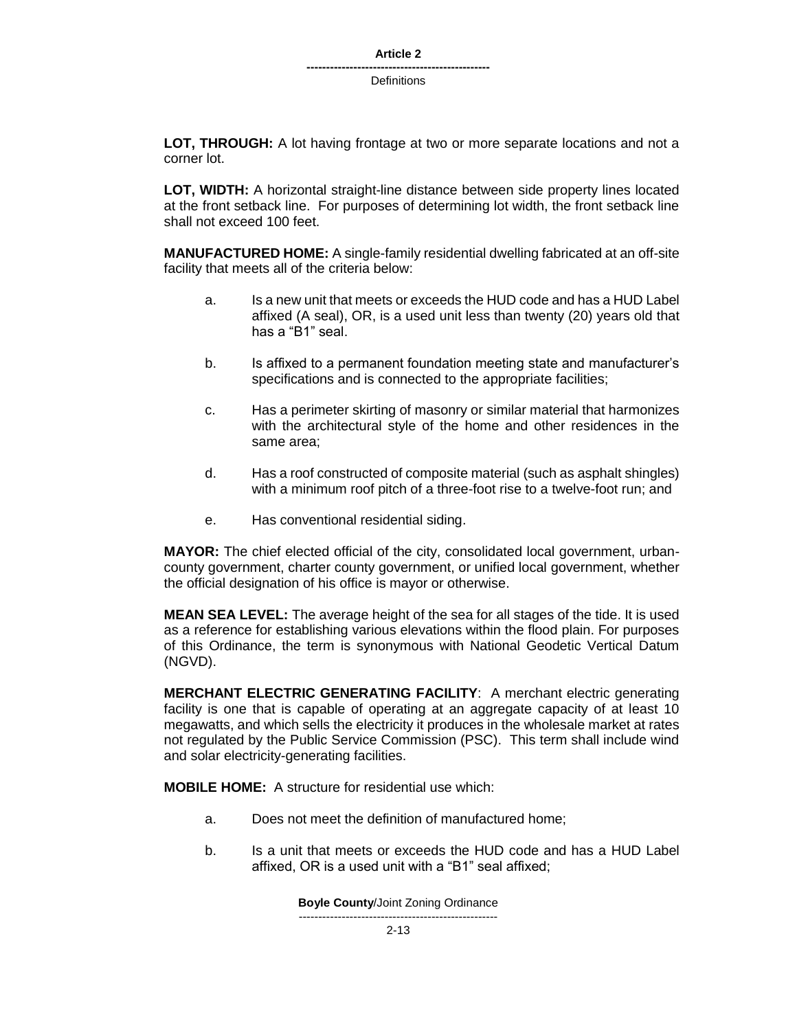**LOT, THROUGH:** A lot having frontage at two or more separate locations and not a corner lot.

**LOT, WIDTH:** A horizontal straight-line distance between side property lines located at the front setback line. For purposes of determining lot width, the front setback line shall not exceed 100 feet.

**MANUFACTURED HOME:** A single-family residential dwelling fabricated at an off-site facility that meets all of the criteria below:

a. Is a new unit that meets or exceeds the HUD code and has a HUD Label affixed (A seal), OR, is a used unit less than twenty (20) years old that has a "B1" seal.

b. Is affixed to a permanent foundation meeting state and manufacturer's specifications and is connected to the appropriate facilities;

c. Has a perimeter skirting of masonry or similar material that harmonizes with the architectural style of the home and other residences in the same area;

d. Has a roof constructed of composite material (such as asphalt shingles) with a minimum roof pitch of a three-foot rise to a twelve-foot run; and

e. Has conventional residential siding.

**MAYOR:** The chief elected official of the city, consolidated local government, urban-county government, charter county government, or unified local government, whether the official designation of his office is mayor or otherwise.

**MEAN SEA LEVEL:** The average height of the sea for all stages of the tide. It is used as a reference for establishing various elevations within the flood plain. For purposes of this Ordinance, the term is synonymous with National Geodetic Vertical Datum (NGVD).

**MERCHANT ELECTRIC GENERATING FACILITY**: A merchant electric generating facility is one that is capable of operating at an aggregate capacity of at least 10 megawatts, and which sells the electricity it produces in the wholesale market at rates not regulated by the Public Service Commission (PSC). This term shall include wind and solar electricity-generating facilities.

**MOBILE HOME:** A structure for residential use which:

a. Does not meet the definition of manufactured home;

b. Is a unit that meets or exceeds the HUD code and has a HUD Label affixed, OR is a used unit with a "B1" seal affixed;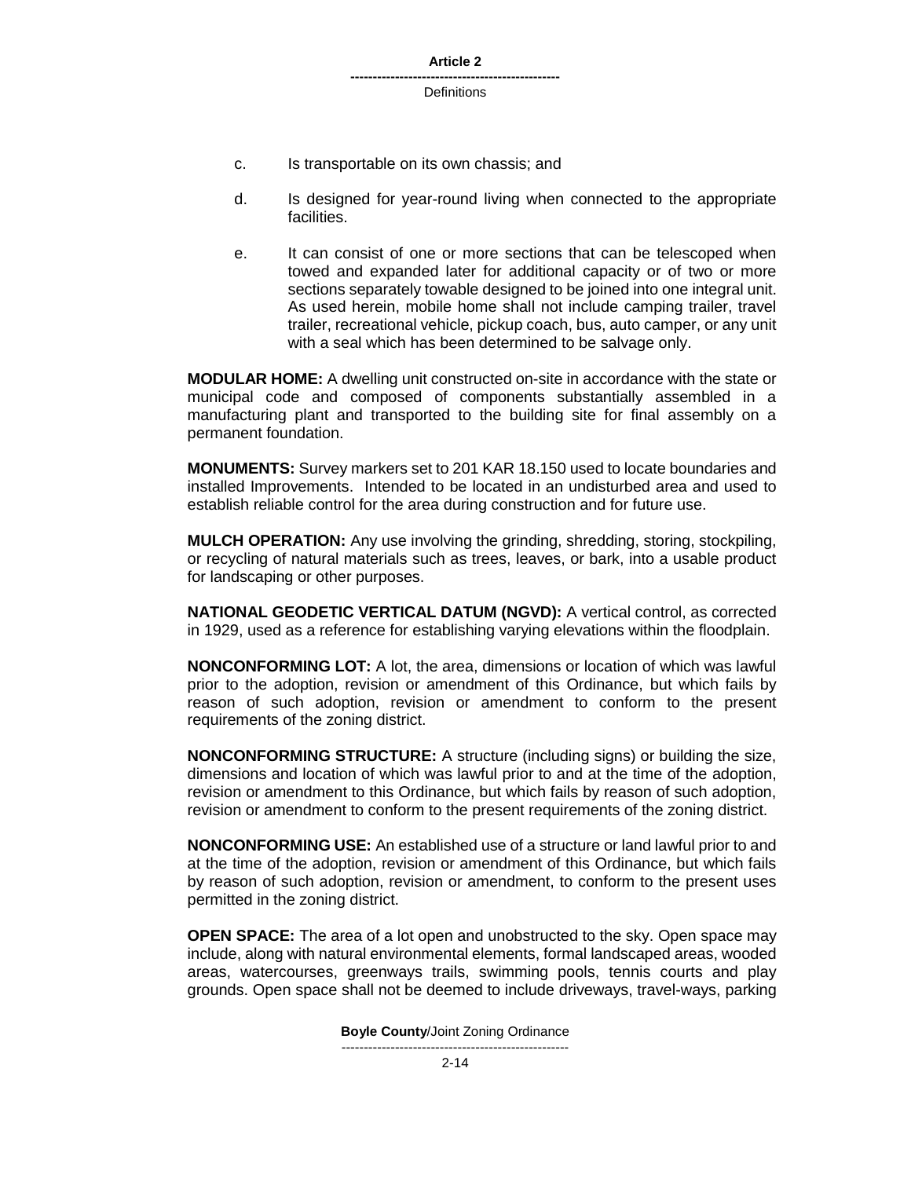c. Is transportable on its own chassis; and

d. Is designed for year-round living when connected to the appropriate facilities.

e. It can consist of one or more sections that can be telescoped when towed and expanded later for additional capacity or of two or more sections separately towable designed to be joined into one integral unit. As used herein, mobile home shall not include camping trailer, travel trailer, recreational vehicle, pickup coach, bus, auto camper, or any unit with a seal which has been determined to be salvage only.

**MODULAR HOME:** A dwelling unit constructed on-site in accordance with the state or municipal code and composed of components substantially assembled in a manufacturing plant and transported to the building site for final assembly on a permanent foundation.

**MONUMENTS:** Survey markers set to 201 KAR 18.150 used to locate boundaries and installed Improvements. Intended to be located in an undisturbed area and used to establish reliable control for the area during construction and for future use.

**MULCH OPERATION:** Any use involving the grinding, shredding, storing, stockpiling, or recycling of natural materials such as trees, leaves, or bark, into a usable product for landscaping or other purposes.

**NATIONAL GEODETIC VERTICAL DATUM (NGVD):** A vertical control, as corrected in 1929, used as a reference for establishing varying elevations within the floodplain.

**NONCONFORMING LOT:** A lot, the area, dimensions or location of which was lawful prior to the adoption, revision or amendment of this Ordinance, but which fails by reason of such adoption, revision or amendment to conform to the present requirements of the zoning district.

**NONCONFORMING STRUCTURE:** A structure (including signs) or building the size, dimensions and location of which was lawful prior to and at the time of the adoption, revision or amendment to this Ordinance, but which fails by reason of such adoption, revision or amendment to conform to the present requirements of the zoning district.

**NONCONFORMING USE:** An established use of a structure or land lawful prior to and at the time of the adoption, revision or amendment of this Ordinance, but which fails by reason of such adoption, revision or amendment, to conform to the present uses permitted in the zoning district.

**OPEN SPACE:** The area of a lot open and unobstructed to the sky. Open space may include, along with natural environmental elements, formal landscaped areas, wooded areas, watercourses, greenways trails, swimming pools, tennis courts and play grounds. Open space shall not be deemed to include driveways, travel-ways, parking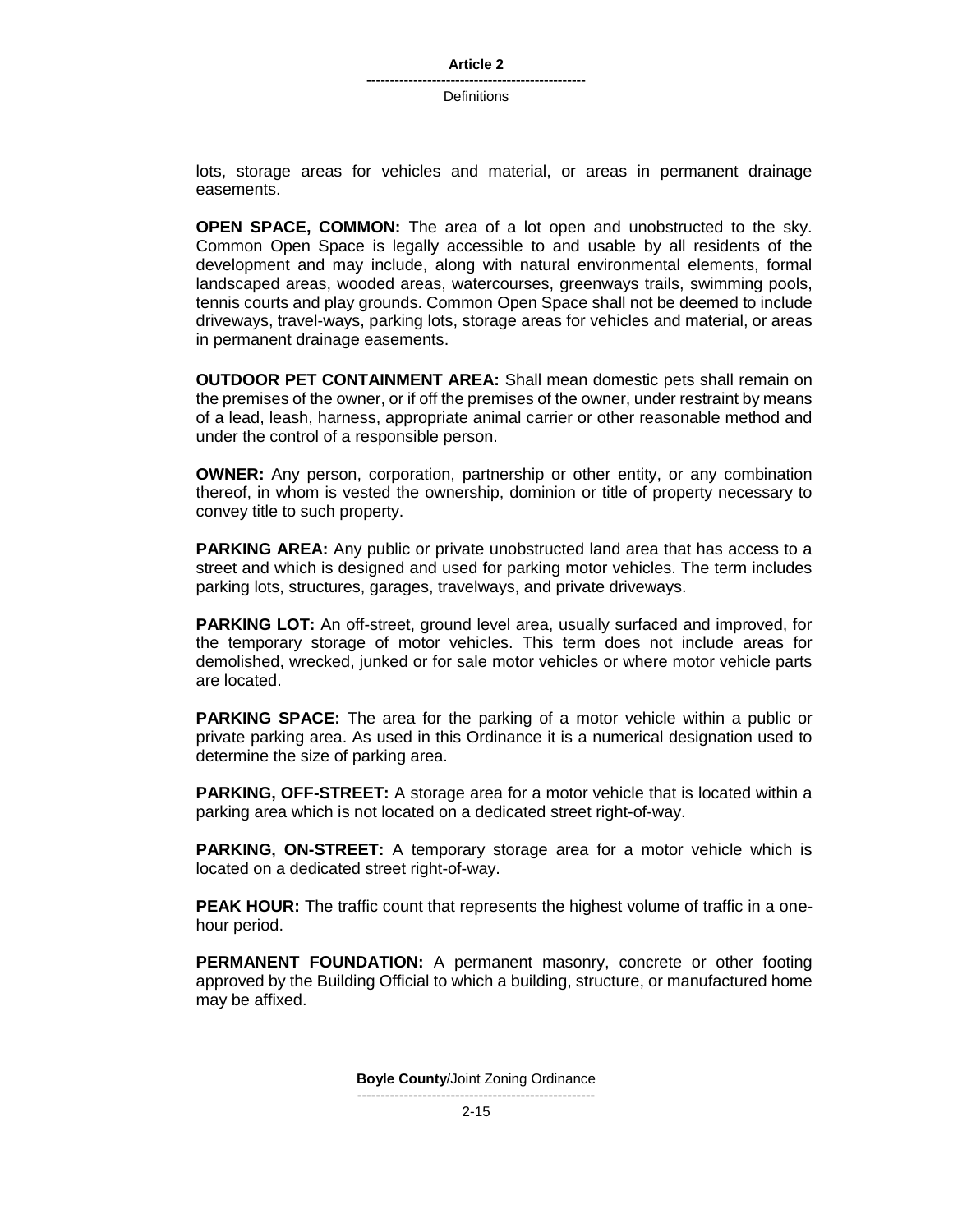lots, storage areas for vehicles and material, or areas in permanent drainage easements.

**OPEN SPACE, COMMON:** The area of a lot open and unobstructed to the sky. Common Open Space is legally accessible to and usable by all residents of the development and may include, along with natural environmental elements, formal landscaped areas, wooded areas, watercourses, greenways trails, swimming pools, tennis courts and play grounds. Common Open Space shall not be deemed to include driveways, travel-ways, parking lots, storage areas for vehicles and material, or areas in permanent drainage easements.

**OUTDOOR PET CONTAINMENT AREA:** Shall mean domestic pets shall remain on the premises of the owner, or if off the premises of the owner, under restraint by means of a lead, leash, harness, appropriate animal carrier or other reasonable method and under the control of a responsible person.

**OWNER:** Any person, corporation, partnership or other entity, or any combination thereof, in whom is vested the ownership, dominion or title of property necessary to convey title to such property.

**PARKING AREA:** Any public or private unobstructed land area that has access to a street and which is designed and used for parking motor vehicles. The term includes parking lots, structures, garages, travelways, and private driveways.

**PARKING LOT:** An off-street, ground level area, usually surfaced and improved, for the temporary storage of motor vehicles. This term does not include areas for demolished, wrecked, junked or for sale motor vehicles or where motor vehicle parts are located.

**PARKING SPACE:** The area for the parking of a motor vehicle within a public or private parking area. As used in this Ordinance it is a numerical designation used to determine the size of parking area.

**PARKING, OFF-STREET:** A storage area for a motor vehicle that is located within a parking area which is not located on a dedicated street right-of-way.

**PARKING, ON-STREET:** A temporary storage area for a motor vehicle which is located on a dedicated street right-of-way.

**PEAK HOUR:** The traffic count that represents the highest volume of traffic in a one-hour period.

**PERMANENT FOUNDATION:** A permanent masonry, concrete or other footing approved by the Building Official to which a building, structure, or manufactured home may be affixed.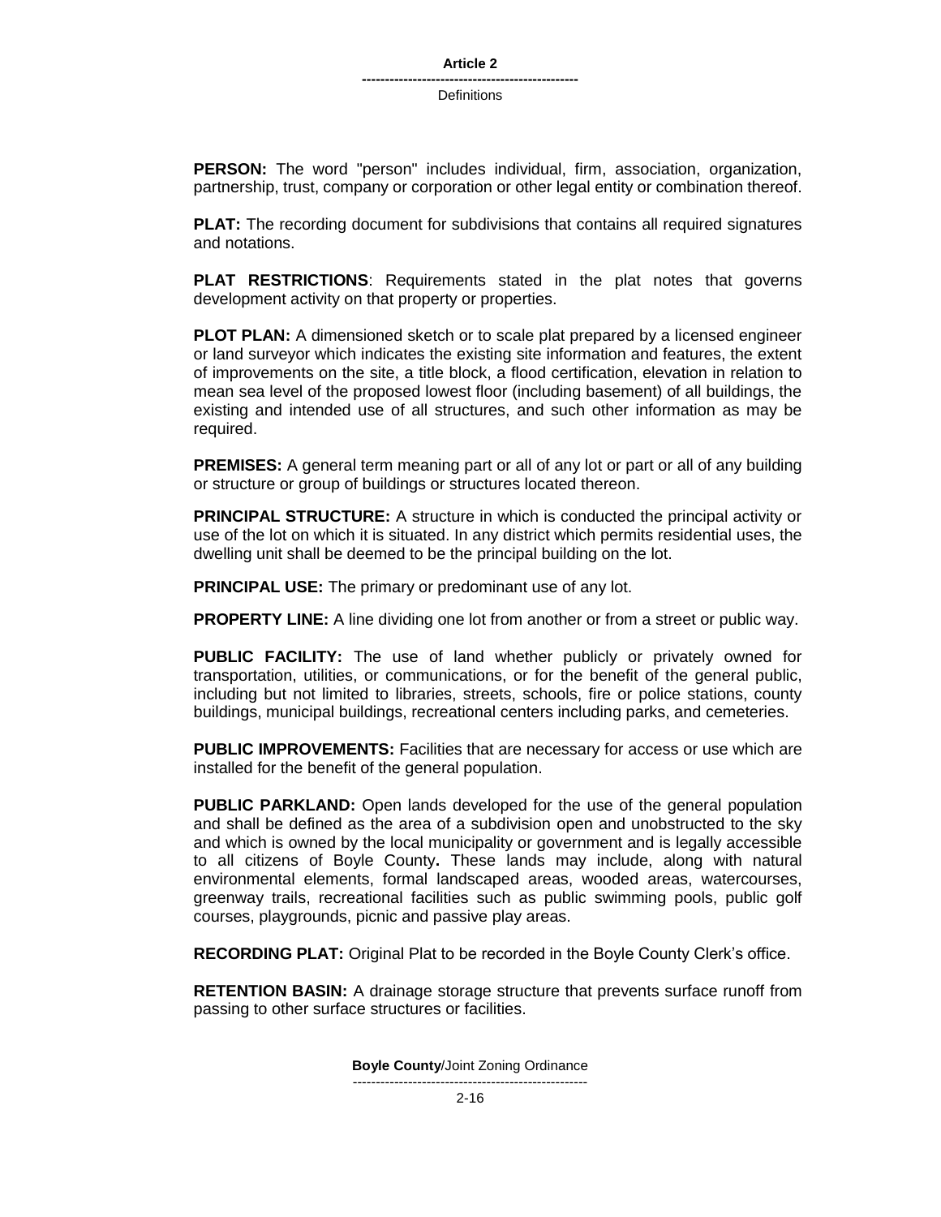**PERSON:** The word "person" includes individual, firm, association, organization, partnership, trust, company or corporation or other legal entity or combination thereof.

**PLAT:** The recording document for subdivisions that contains all required signatures and notations.

**PLAT RESTRICTIONS**: Requirements stated in the plat notes that governs development activity on that property or properties.

**PLOT PLAN:** A dimensioned sketch or to scale plat prepared by a licensed engineer or land surveyor which indicates the existing site information and features, the extent of improvements on the site, a title block, a flood certification, elevation in relation to mean sea level of the proposed lowest floor (including basement) of all buildings, the existing and intended use of all structures, and such other information as may be required.

**PREMISES:** A general term meaning part or all of any lot or part or all of any building or structure or group of buildings or structures located thereon.

**PRINCIPAL STRUCTURE:** A structure in which is conducted the principal activity or use of the lot on which it is situated. In any district which permits residential uses, the dwelling unit shall be deemed to be the principal building on the lot.

**PRINCIPAL USE:** The primary or predominant use of any lot.

**PROPERTY LINE:** A line dividing one lot from another or from a street or public way.

**PUBLIC FACILITY:** The use of land whether publicly or privately owned for transportation, utilities, or communications, or for the benefit of the general public, including but not limited to libraries, streets, schools, fire or police stations, county buildings, municipal buildings, recreational centers including parks, and cemeteries.

**PUBLIC IMPROVEMENTS:** Facilities that are necessary for access or use which are installed for the benefit of the general population.

**PUBLIC PARKLAND:** Open lands developed for the use of the general population and shall be defined as the area of a subdivision open and unobstructed to the sky and which is owned by the local municipality or government and is legally accessible to all citizens of Boyle County**.** These lands may include, along with natural environmental elements, formal landscaped areas, wooded areas, watercourses, greenway trails, recreational facilities such as public swimming pools, public golf courses, playgrounds, picnic and passive play areas.

**RECORDING PLAT:** Original Plat to be recorded in the Boyle County Clerk's office.

**RETENTION BASIN:** A drainage storage structure that prevents surface runoff from passing to other surface structures or facilities.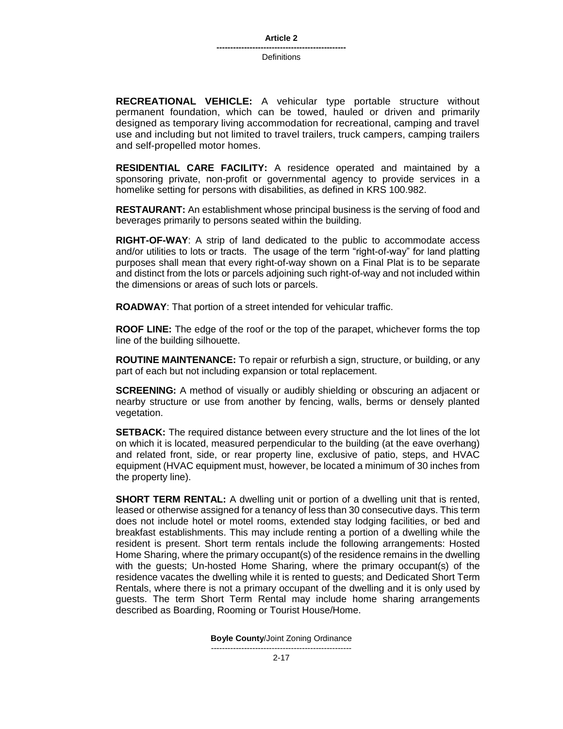**RECREATIONAL VEHICLE:** A vehicular type portable structure without permanent foundation, which can be towed, hauled or driven and primarily designed as temporary living accommodation for recreational, camping and travel use and including but not limited to travel trailers, truck campers, camping trailers and self-propelled motor homes.

**RESIDENTIAL CARE FACILITY:** A residence operated and maintained by a sponsoring private, non-profit or governmental agency to provide services in a homelike setting for persons with disabilities, as defined in KRS 100.982.

**RESTAURANT:** An establishment whose principal business is the serving of food and beverages primarily to persons seated within the building.

**RIGHT-OF-WAY**: A strip of land dedicated to the public to accommodate access and/or utilities to lots or tracts. The usage of the term "right-of-way" for land platting purposes shall mean that every right-of-way shown on a Final Plat is to be separate and distinct from the lots or parcels adjoining such right-of-way and not included within the dimensions or areas of such lots or parcels.

**ROADWAY**: That portion of a street intended for vehicular traffic.

**ROOF LINE:** The edge of the roof or the top of the parapet, whichever forms the top line of the building silhouette.

**ROUTINE MAINTENANCE:** To repair or refurbish a sign, structure, or building, or any part of each but not including expansion or total replacement.

**SCREENING:** A method of visually or audibly shielding or obscuring an adjacent or nearby structure or use from another by fencing, walls, berms or densely planted vegetation.

**SETBACK:** The required distance between every structure and the lot lines of the lot on which it is located, measured perpendicular to the building (at the eave overhang) and related front, side, or rear property line, exclusive of patio, steps, and HVAC equipment (HVAC equipment must, however, be located a minimum of 30 inches from the property line).

**SHORT TERM RENTAL:** A dwelling unit or portion of a dwelling unit that is rented, leased or otherwise assigned for a tenancy of less than 30 consecutive days. This term does not include hotel or motel rooms, extended stay lodging facilities, or bed and breakfast establishments. This may include renting a portion of a dwelling while the resident is present. Short term rentals include the following arrangements: Hosted Home Sharing, where the primary occupant(s) of the residence remains in the dwelling with the guests; Un-hosted Home Sharing, where the primary occupant(s) of the residence vacates the dwelling while it is rented to guests; and Dedicated Short Term Rentals, where there is not a primary occupant of the dwelling and it is only used by guests. The term Short Term Rental may include home sharing arrangements described as Boarding, Rooming or Tourist House/Home.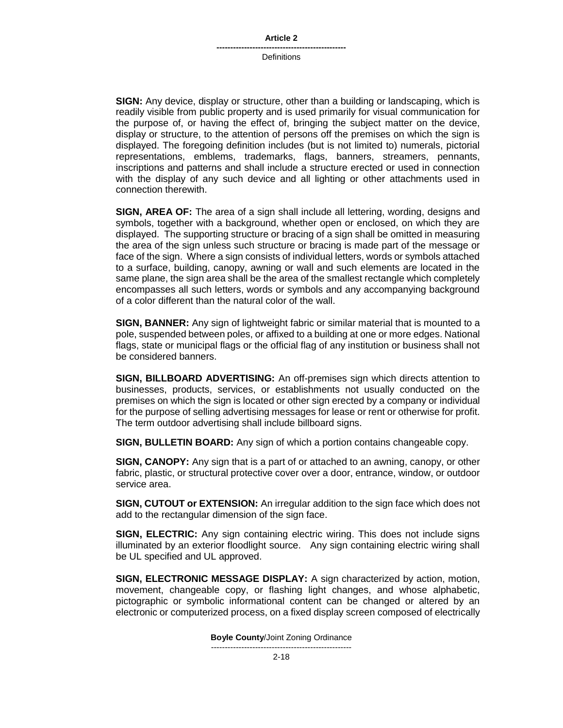**SIGN:** Any device, display or structure, other than a building or landscaping, which is readily visible from public property and is used primarily for visual communication for the purpose of, or having the effect of, bringing the subject matter on the device, display or structure, to the attention of persons off the premises on which the sign is displayed. The foregoing definition includes (but is not limited to) numerals, pictorial representations, emblems, trademarks, flags, banners, streamers, pennants, inscriptions and patterns and shall include a structure erected or used in connection with the display of any such device and all lighting or other attachments used in connection therewith.

**SIGN, AREA OF:** The area of a sign shall include all lettering, wording, designs and symbols, together with a background, whether open or enclosed, on which they are displayed. The supporting structure or bracing of a sign shall be omitted in measuring the area of the sign unless such structure or bracing is made part of the message or face of the sign. Where a sign consists of individual letters, words or symbols attached to a surface, building, canopy, awning or wall and such elements are located in the same plane, the sign area shall be the area of the smallest rectangle which completely encompasses all such letters, words or symbols and any accompanying background of a color different than the natural color of the wall.

**SIGN, BANNER:** Any sign of lightweight fabric or similar material that is mounted to a pole, suspended between poles, or affixed to a building at one or more edges. National flags, state or municipal flags or the official flag of any institution or business shall not be considered banners.

**SIGN, BILLBOARD ADVERTISING:** An off-premises sign which directs attention to businesses, products, services, or establishments not usually conducted on the premises on which the sign is located or other sign erected by a company or individual for the purpose of selling advertising messages for lease or rent or otherwise for profit. The term outdoor advertising shall include billboard signs.

**SIGN, BULLETIN BOARD:** Any sign of which a portion contains changeable copy.

**SIGN, CANOPY:** Any sign that is a part of or attached to an awning, canopy, or other fabric, plastic, or structural protective cover over a door, entrance, window, or outdoor service area.

**SIGN, CUTOUT or EXTENSION:** An irregular addition to the sign face which does not add to the rectangular dimension of the sign face.

**SIGN, ELECTRIC:** Any sign containing electric wiring. This does not include signs illuminated by an exterior floodlight source. Any sign containing electric wiring shall be UL specified and UL approved.

**SIGN, ELECTRONIC MESSAGE DISPLAY:** A sign characterized by action, motion, movement, changeable copy, or flashing light changes, and whose alphabetic, pictographic or symbolic informational content can be changed or altered by an electronic or computerized process, on a fixed display screen composed of electrically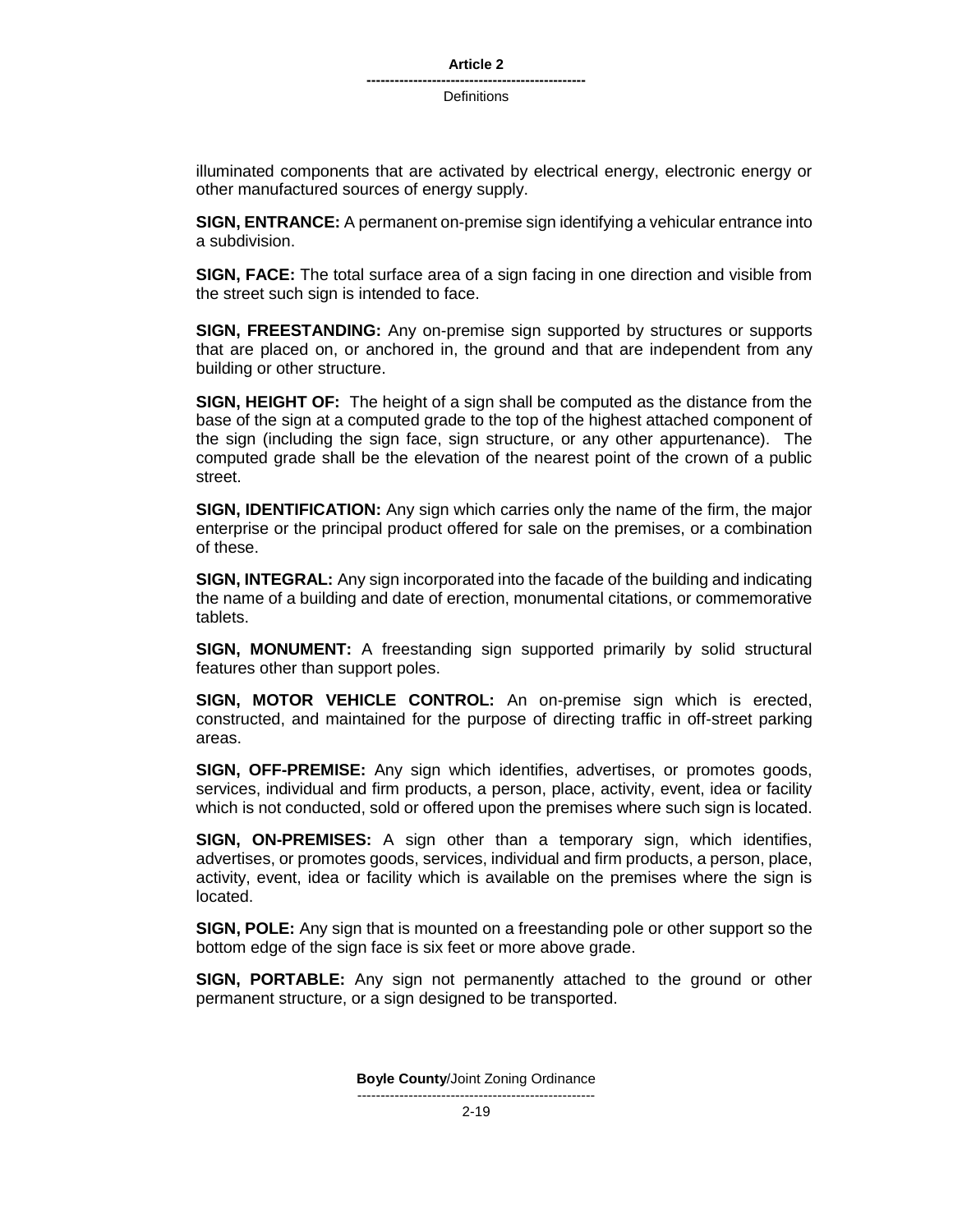illuminated components that are activated by electrical energy, electronic energy or other manufactured sources of energy supply.

**SIGN, ENTRANCE:** A permanent on-premise sign identifying a vehicular entrance into a subdivision.

**SIGN, FACE:** The total surface area of a sign facing in one direction and visible from the street such sign is intended to face.

**SIGN, FREESTANDING:** Any on-premise sign supported by structures or supports that are placed on, or anchored in, the ground and that are independent from any building or other structure.

**SIGN, HEIGHT OF:** The height of a sign shall be computed as the distance from the base of the sign at a computed grade to the top of the highest attached component of the sign (including the sign face, sign structure, or any other appurtenance). The computed grade shall be the elevation of the nearest point of the crown of a public street.

**SIGN, IDENTIFICATION:** Any sign which carries only the name of the firm, the major enterprise or the principal product offered for sale on the premises, or a combination of these.

**SIGN, INTEGRAL:** Any sign incorporated into the facade of the building and indicating the name of a building and date of erection, monumental citations, or commemorative tablets.

**SIGN, MONUMENT:** A freestanding sign supported primarily by solid structural features other than support poles.

**SIGN, MOTOR VEHICLE CONTROL:** An on-premise sign which is erected, constructed, and maintained for the purpose of directing traffic in off-street parking areas.

**SIGN, OFF-PREMISE:** Any sign which identifies, advertises, or promotes goods, services, individual and firm products, a person, place, activity, event, idea or facility which is not conducted, sold or offered upon the premises where such sign is located.

**SIGN, ON-PREMISES:** A sign other than a temporary sign, which identifies, advertises, or promotes goods, services, individual and firm products, a person, place, activity, event, idea or facility which is available on the premises where the sign is located.

**SIGN, POLE:** Any sign that is mounted on a freestanding pole or other support so the bottom edge of the sign face is six feet or more above grade.

**SIGN, PORTABLE:** Any sign not permanently attached to the ground or other permanent structure, or a sign designed to be transported.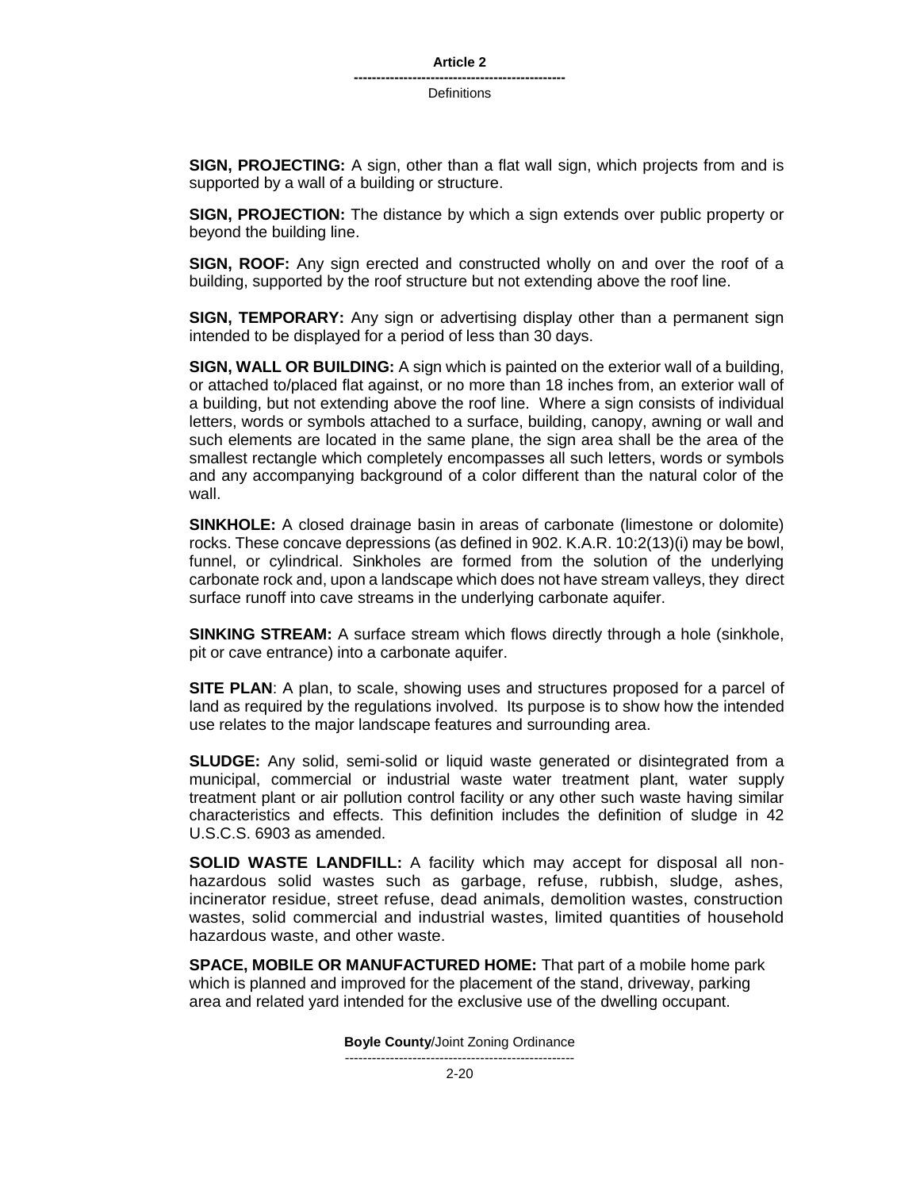**SIGN, PROJECTING:** A sign, other than a flat wall sign, which projects from and is supported by a wall of a building or structure.

**SIGN, PROJECTION:** The distance by which a sign extends over public property or beyond the building line.

**SIGN, ROOF:** Any sign erected and constructed wholly on and over the roof of a building, supported by the roof structure but not extending above the roof line.

**SIGN, TEMPORARY:** Any sign or advertising display other than a permanent sign intended to be displayed for a period of less than 30 days.

**SIGN, WALL OR BUILDING:** A sign which is painted on the exterior wall of a building, or attached to/placed flat against, or no more than 18 inches from, an exterior wall of a building, but not extending above the roof line. Where a sign consists of individual letters, words or symbols attached to a surface, building, canopy, awning or wall and such elements are located in the same plane, the sign area shall be the area of the smallest rectangle which completely encompasses all such letters, words or symbols and any accompanying background of a color different than the natural color of the wall.

**SINKHOLE:** A closed drainage basin in areas of carbonate (limestone or dolomite) rocks. These concave depressions (as defined in 902. K.A.R. 10:2(13)(i) may be bowl, funnel, or cylindrical. Sinkholes are formed from the solution of the underlying carbonate rock and, upon a landscape which does not have stream valleys, they direct surface runoff into cave streams in the underlying carbonate aquifer.

**SINKING STREAM:** A surface stream which flows directly through a hole (sinkhole, pit or cave entrance) into a carbonate aquifer.

**SITE PLAN**: A plan, to scale, showing uses and structures proposed for a parcel of land as required by the regulations involved. Its purpose is to show how the intended use relates to the major landscape features and surrounding area.

**SLUDGE:** Any solid, semi-solid or liquid waste generated or disintegrated from a municipal, commercial or industrial waste water treatment plant, water supply treatment plant or air pollution control facility or any other such waste having similar characteristics and effects. This definition includes the definition of sludge in 42 U.S.C.S. 6903 as amended.

**SOLID WASTE LANDFILL:** A facility which may accept for disposal all non-hazardous solid wastes such as garbage, refuse, rubbish, sludge, ashes, incinerator residue, street refuse, dead animals, demolition wastes, construction wastes, solid commercial and industrial wastes, limited quantities of household hazardous waste, and other waste.

**SPACE, MOBILE OR MANUFACTURED HOME:** That part of a mobile home park which is planned and improved for the placement of the stand, driveway, parking area and related yard intended for the exclusive use of the dwelling occupant.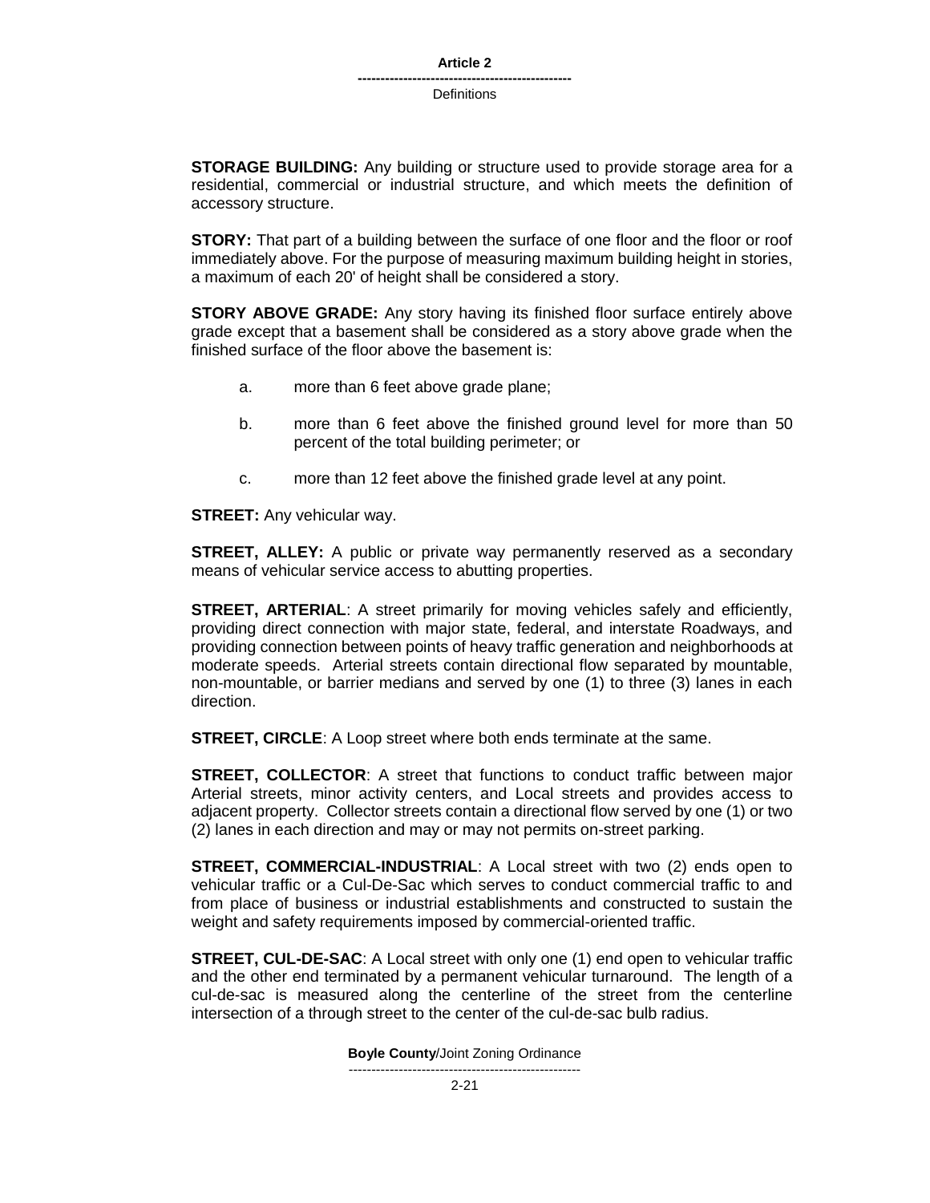**STORAGE BUILDING:** Any building or structure used to provide storage area for a residential, commercial or industrial structure, and which meets the definition of accessory structure.

**STORY:** That part of a building between the surface of one floor and the floor or roof immediately above. For the purpose of measuring maximum building height in stories, a maximum of each 20' of height shall be considered a story.

**STORY ABOVE GRADE:** Any story having its finished floor surface entirely above grade except that a basement shall be considered as a story above grade when the finished surface of the floor above the basement is:

a. more than 6 feet above grade plane;

b. more than 6 feet above the finished ground level for more than 50 percent of the total building perimeter; or

c. more than 12 feet above the finished grade level at any point.

**STREET:** Any vehicular way.

**STREET, ALLEY:** A public or private way permanently reserved as a secondary means of vehicular service access to abutting properties.

**STREET, ARTERIAL**: A street primarily for moving vehicles safely and efficiently, providing direct connection with major state, federal, and interstate Roadways, and providing connection between points of heavy traffic generation and neighborhoods at moderate speeds. Arterial streets contain directional flow separated by mountable, non-mountable, or barrier medians and served by one (1) to three (3) lanes in each direction.

**STREET, CIRCLE**: A Loop street where both ends terminate at the same.

**STREET, COLLECTOR**: A street that functions to conduct traffic between major Arterial streets, minor activity centers, and Local streets and provides access to adjacent property. Collector streets contain a directional flow served by one (1) or two (2) lanes in each direction and may or may not permits on-street parking.

**STREET, COMMERCIAL-INDUSTRIAL**: A Local street with two (2) ends open to vehicular traffic or a Cul-De-Sac which serves to conduct commercial traffic to and from place of business or industrial establishments and constructed to sustain the weight and safety requirements imposed by commercial-oriented traffic.

**STREET, CUL-DE-SAC**: A Local street with only one (1) end open to vehicular traffic and the other end terminated by a permanent vehicular turnaround. The length of a cul-de-sac is measured along the centerline of the street from the centerline intersection of a through street to the center of the cul-de-sac bulb radius.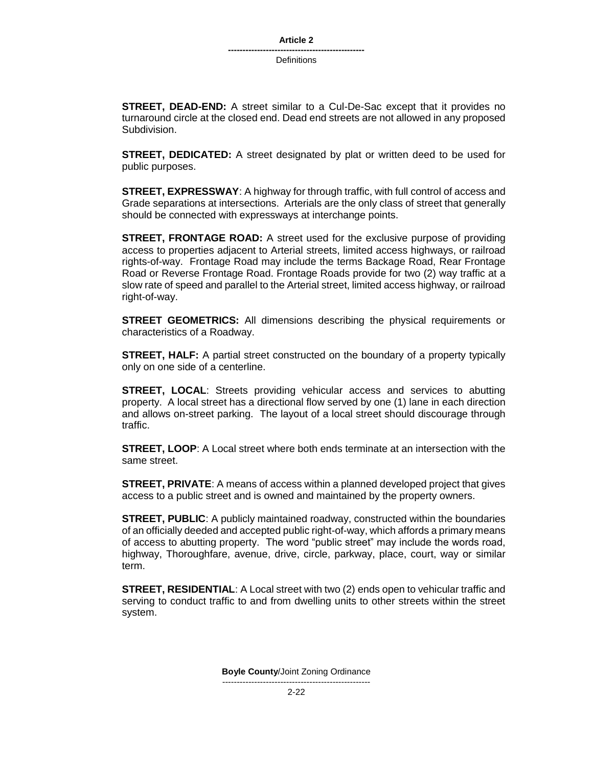**STREET, DEAD-END:** A street similar to a Cul-De-Sac except that it provides no turnaround circle at the closed end. Dead end streets are not allowed in any proposed Subdivision.

**STREET, DEDICATED:** A street designated by plat or written deed to be used for public purposes.

**STREET, EXPRESSWAY**: A highway for through traffic, with full control of access and Grade separations at intersections. Arterials are the only class of street that generally should be connected with expressways at interchange points.

**STREET, FRONTAGE ROAD:** A street used for the exclusive purpose of providing access to properties adjacent to Arterial streets, limited access highways, or railroad rights-of-way. Frontage Road may include the terms Backage Road, Rear Frontage Road or Reverse Frontage Road. Frontage Roads provide for two (2) way traffic at a slow rate of speed and parallel to the Arterial street, limited access highway, or railroad right-of-way.

**STREET GEOMETRICS:** All dimensions describing the physical requirements or characteristics of a Roadway.

**STREET, HALF:** A partial street constructed on the boundary of a property typically only on one side of a centerline.

**STREET, LOCAL**: Streets providing vehicular access and services to abutting property. A local street has a directional flow served by one (1) lane in each direction and allows on-street parking. The layout of a local street should discourage through traffic.

**STREET, LOOP**: A Local street where both ends terminate at an intersection with the same street.

**STREET, PRIVATE**: A means of access within a planned developed project that gives access to a public street and is owned and maintained by the property owners.

**STREET, PUBLIC**: A publicly maintained roadway, constructed within the boundaries of an officially deeded and accepted public right-of-way, which affords a primary means of access to abutting property. The word "public street" may include the words road, highway, Thoroughfare, avenue, drive, circle, parkway, place, court, way or similar term.

**STREET, RESIDENTIAL**: A Local street with two (2) ends open to vehicular traffic and serving to conduct traffic to and from dwelling units to other streets within the street system.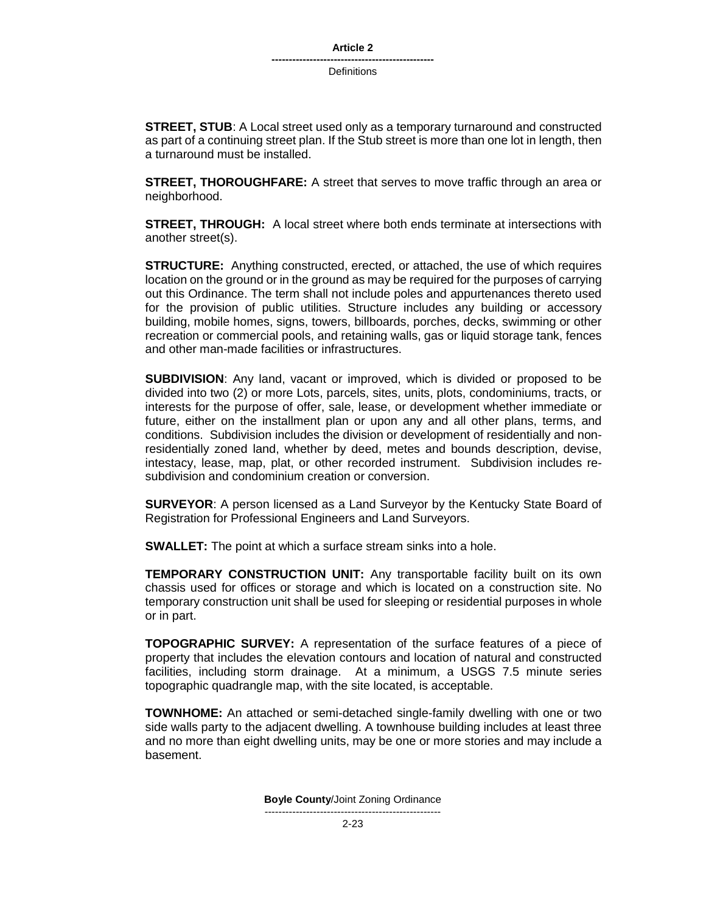**STREET, STUB**: A Local street used only as a temporary turnaround and constructed as part of a continuing street plan. If the Stub street is more than one lot in length, then a turnaround must be installed.

**STREET, THOROUGHFARE:** A street that serves to move traffic through an area or neighborhood.

**STREET, THROUGH:** A local street where both ends terminate at intersections with another street(s).

**STRUCTURE:** Anything constructed, erected, or attached, the use of which requires location on the ground or in the ground as may be required for the purposes of carrying out this Ordinance. The term shall not include poles and appurtenances thereto used for the provision of public utilities. Structure includes any building or accessory building, mobile homes, signs, towers, billboards, porches, decks, swimming or other recreation or commercial pools, and retaining walls, gas or liquid storage tank, fences and other man-made facilities or infrastructures.

**SUBDIVISION**: Any land, vacant or improved, which is divided or proposed to be divided into two (2) or more Lots, parcels, sites, units, plots, condominiums, tracts, or interests for the purpose of offer, sale, lease, or development whether immediate or future, either on the installment plan or upon any and all other plans, terms, and conditions. Subdivision includes the division or development of residentially and non-residentially zoned land, whether by deed, metes and bounds description, devise, intestacy, lease, map, plat, or other recorded instrument. Subdivision includes re-subdivision and condominium creation or conversion.

**SURVEYOR**: A person licensed as a Land Surveyor by the Kentucky State Board of Registration for Professional Engineers and Land Surveyors.

**SWALLET:** The point at which a surface stream sinks into a hole.

**TEMPORARY CONSTRUCTION UNIT:** Any transportable facility built on its own chassis used for offices or storage and which is located on a construction site. No temporary construction unit shall be used for sleeping or residential purposes in whole or in part.

**TOPOGRAPHIC SURVEY:** A representation of the surface features of a piece of property that includes the elevation contours and location of natural and constructed facilities, including storm drainage. At a minimum, a USGS 7.5 minute series topographic quadrangle map, with the site located, is acceptable.

**TOWNHOME:** An attached or semi-detached single-family dwelling with one or two side walls party to the adjacent dwelling. A townhouse building includes at least three and no more than eight dwelling units, may be one or more stories and may include a basement.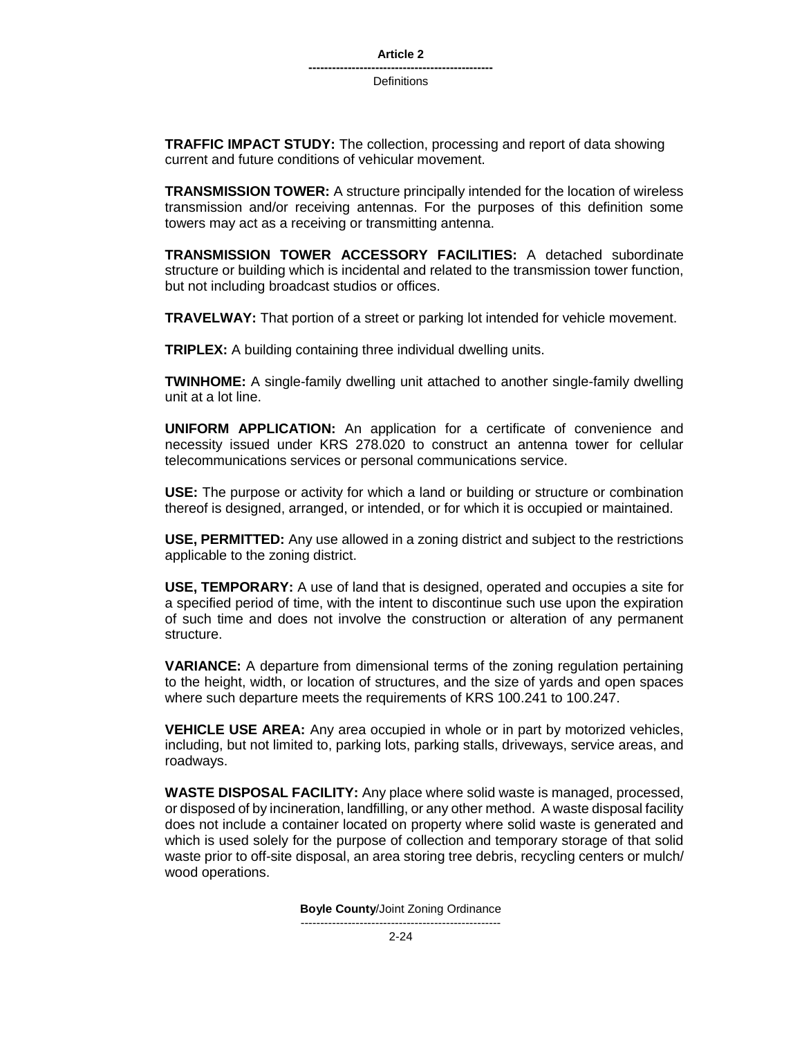**TRAFFIC IMPACT STUDY:** The collection, processing and report of data showing current and future conditions of vehicular movement.

**TRANSMISSION TOWER:** A structure principally intended for the location of wireless transmission and/or receiving antennas. For the purposes of this definition some towers may act as a receiving or transmitting antenna.

**TRANSMISSION TOWER ACCESSORY FACILITIES:** A detached subordinate structure or building which is incidental and related to the transmission tower function, but not including broadcast studios or offices.

**TRAVELWAY:** That portion of a street or parking lot intended for vehicle movement.

**TRIPLEX:** A building containing three individual dwelling units.

**TWINHOME:** A single-family dwelling unit attached to another single-family dwelling unit at a lot line.

**UNIFORM APPLICATION:** An application for a certificate of convenience and necessity issued under KRS 278.020 to construct an antenna tower for cellular telecommunications services or personal communications service.

**USE:** The purpose or activity for which a land or building or structure or combination thereof is designed, arranged, or intended, or for which it is occupied or maintained.

**USE, PERMITTED:** Any use allowed in a zoning district and subject to the restrictions applicable to the zoning district.

**USE, TEMPORARY:** A use of land that is designed, operated and occupies a site for a specified period of time, with the intent to discontinue such use upon the expiration of such time and does not involve the construction or alteration of any permanent structure.

**VARIANCE:** A departure from dimensional terms of the zoning regulation pertaining to the height, width, or location of structures, and the size of yards and open spaces where such departure meets the requirements of KRS 100.241 to 100.247.

**VEHICLE USE AREA:** Any area occupied in whole or in part by motorized vehicles, including, but not limited to, parking lots, parking stalls, driveways, service areas, and roadways.

**WASTE DISPOSAL FACILITY:** Any place where solid waste is managed, processed, or disposed of by incineration, landfilling, or any other method. A waste disposal facility does not include a container located on property where solid waste is generated and which is used solely for the purpose of collection and temporary storage of that solid waste prior to off-site disposal, an area storing tree debris, recycling centers or mulch/ wood operations.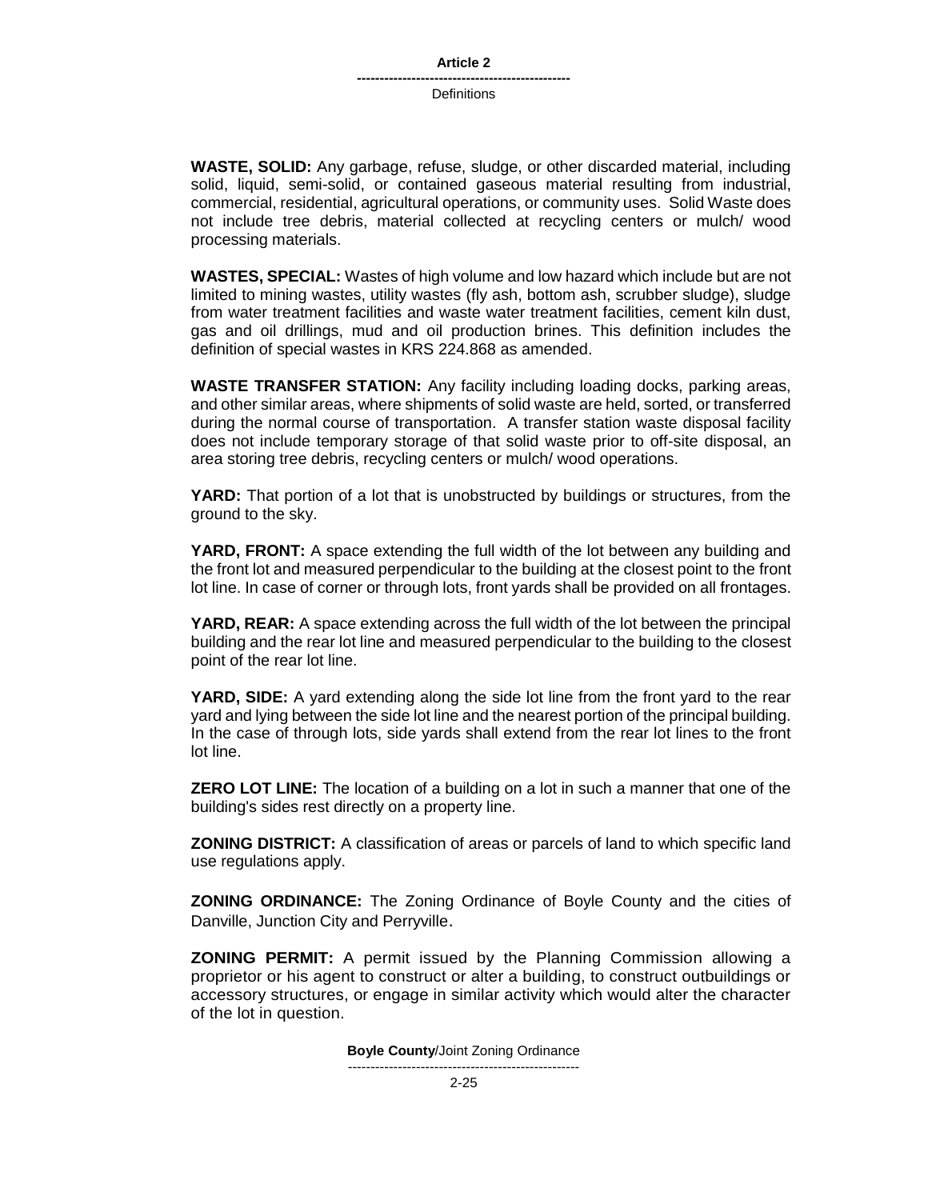**WASTE, SOLID:** Any garbage, refuse, sludge, or other discarded material, including solid, liquid, semi-solid, or contained gaseous material resulting from industrial, commercial, residential, agricultural operations, or community uses. Solid Waste does not include tree debris, material collected at recycling centers or mulch/ wood processing materials.

**WASTES, SPECIAL:** Wastes of high volume and low hazard which include but are not limited to mining wastes, utility wastes (fly ash, bottom ash, scrubber sludge), sludge from water treatment facilities and waste water treatment facilities, cement kiln dust, gas and oil drillings, mud and oil production brines. This definition includes the definition of special wastes in KRS 224.868 as amended.

**WASTE TRANSFER STATION:** Any facility including loading docks, parking areas, and other similar areas, where shipments of solid waste are held, sorted, or transferred during the normal course of transportation. A transfer station waste disposal facility does not include temporary storage of that solid waste prior to off-site disposal, an area storing tree debris, recycling centers or mulch/ wood operations.

**YARD:** That portion of a lot that is unobstructed by buildings or structures, from the ground to the sky.

**YARD, FRONT:** A space extending the full width of the lot between any building and the front lot and measured perpendicular to the building at the closest point to the front lot line. In case of corner or through lots, front yards shall be provided on all frontages.

**YARD, REAR:** A space extending across the full width of the lot between the principal building and the rear lot line and measured perpendicular to the building to the closest point of the rear lot line.

**YARD, SIDE:** A yard extending along the side lot line from the front yard to the rear yard and lying between the side lot line and the nearest portion of the principal building. In the case of through lots, side yards shall extend from the rear lot lines to the front lot line.

**ZERO LOT LINE:** The location of a building on a lot in such a manner that one of the building's sides rest directly on a property line.

**ZONING DISTRICT:** A classification of areas or parcels of land to which specific land use regulations apply.

**ZONING ORDINANCE:** The Zoning Ordinance of Boyle County and the cities of Danville, Junction City and Perryville.

**ZONING PERMIT:** A permit issued by the Planning Commission allowing a proprietor or his agent to construct or alter a building, to construct outbuildings or accessory structures, or engage in similar activity which would alter the character of the lot in question.